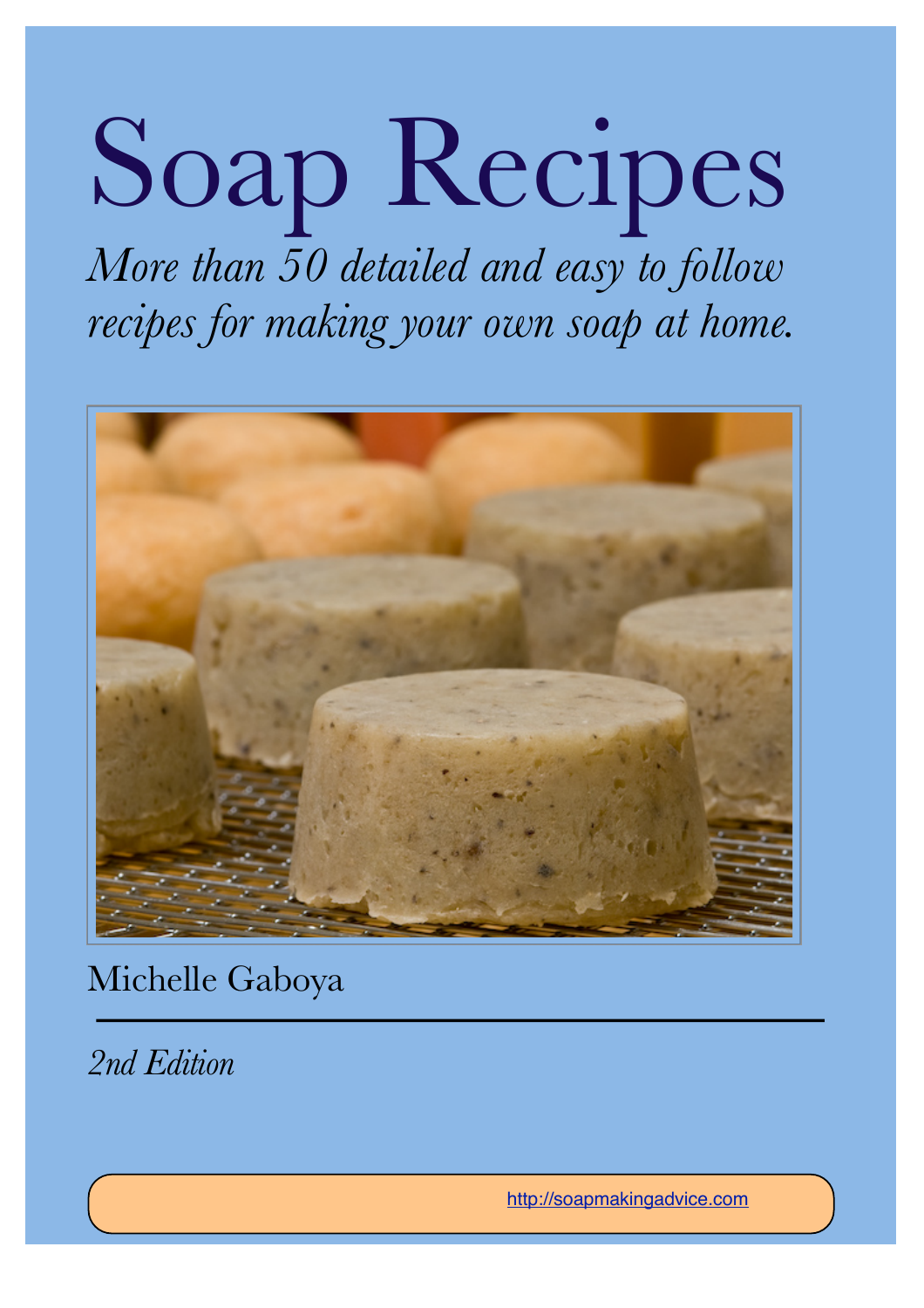# Soap Recipes

*More than 50 detailed and easy to follow recipes for making your own soap at home.*

Michelle Gaboya

---

*2nd Edition*

http://soapmakingadvice.com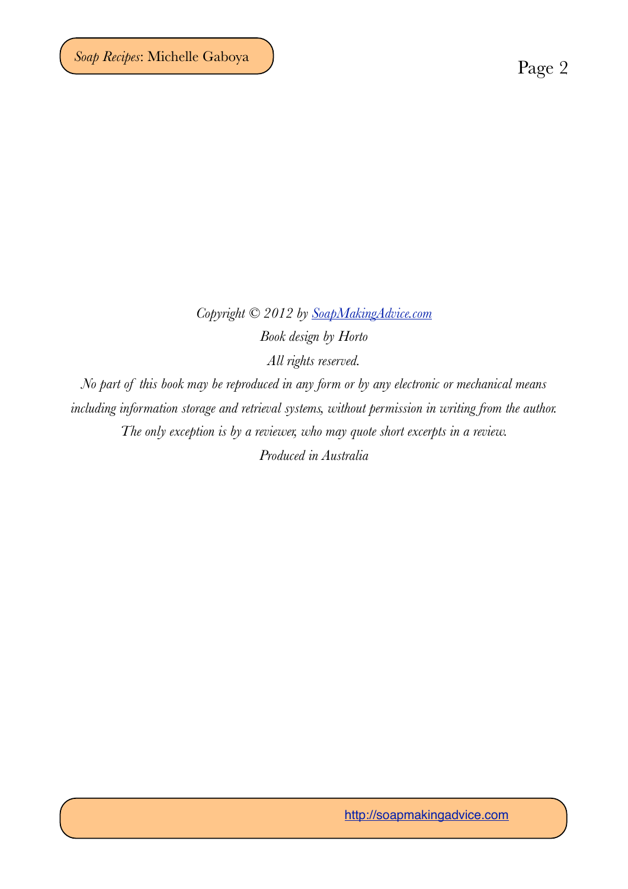*Copyright © 2012 by [SoapMakingAdvice.com](http://soapmakingadvice.com)*

*Book design by Horto*

*All rights reserved.*

*No part of this book may be reproduced in any form or by any electronic or mechanical means including information storage and retrieval systems, without permission in writing from the author. The only exception is by a reviewer, who may quote short excerpts in a review.*

*Produced in Australia*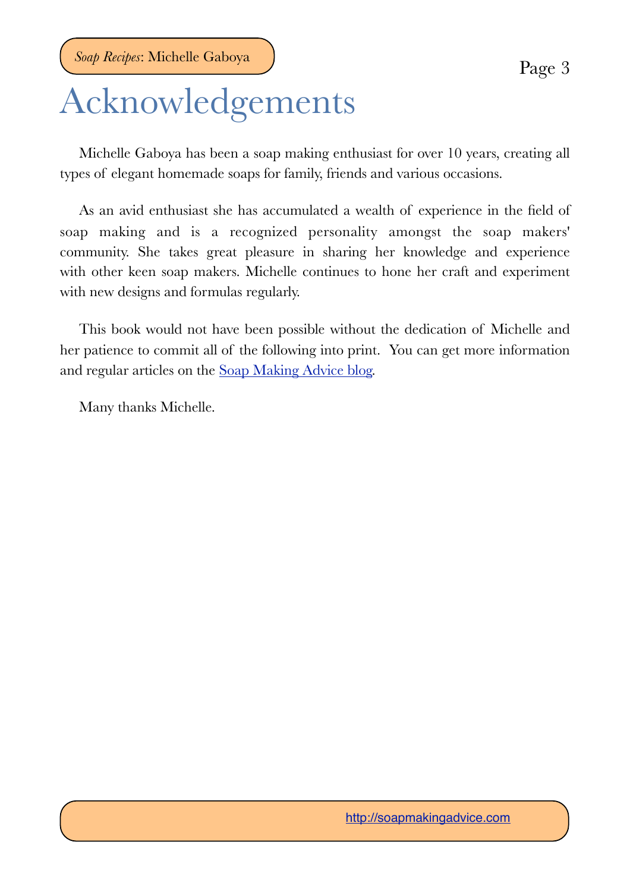# Acknowledgements

Michelle Gaboya has been a soap making enthusiast for over 10 years, creating all types of elegant homemade soaps for family, friends and various occasions.

As an avid enthusiast she has accumulated a wealth of experience in the field of soap making and is a recognized personality amongst the soap makers' community. She takes great pleasure in sharing her knowledge and experience with other keen soap makers. Michelle continues to hone her craft and experiment with new designs and formulas regularly.

This book would not have been possible without the dedication of Michelle and her patience to commit all of the following into print. You can get more information and regular articles on the Soap Making Advice blog.

Many thanks Michelle.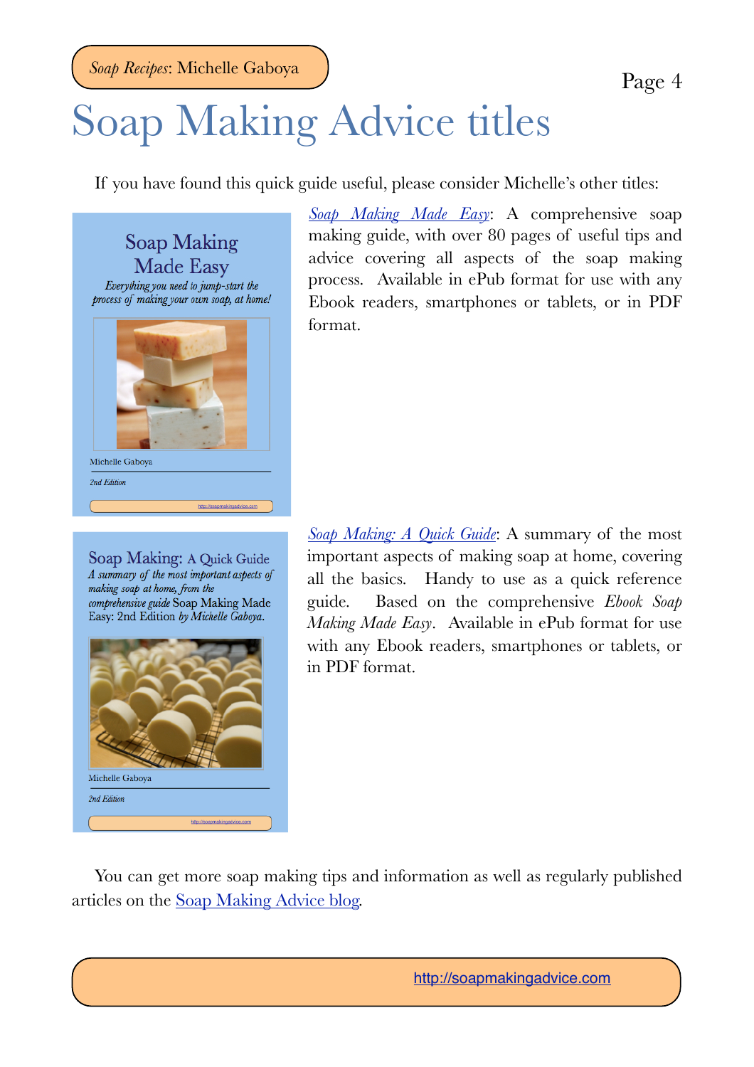# Soap Making Advice titles

If you have found this quick guide useful, please consider Michelle's other titles:

*Soap Making Made Easy*: A comprehensive soap making guide, with over 80 pages of useful tips and advice covering all aspects of the soap making process. Available in ePub format for use with any Ebook readers, smartphones or tablets, or in PDF format.

*Soap Making: A Quick Guide*: A summary of the most important aspects of making soap at home, covering all the basics. Handy to use as a quick reference guide. Based on the comprehensive *Ebook Soap Making Made Easy*. Available in ePub format for use with any Ebook readers, smartphones or tablets, or in PDF format.

You can get more soap making tips and information as well as regularly published articles on the Soap Making Advice blog.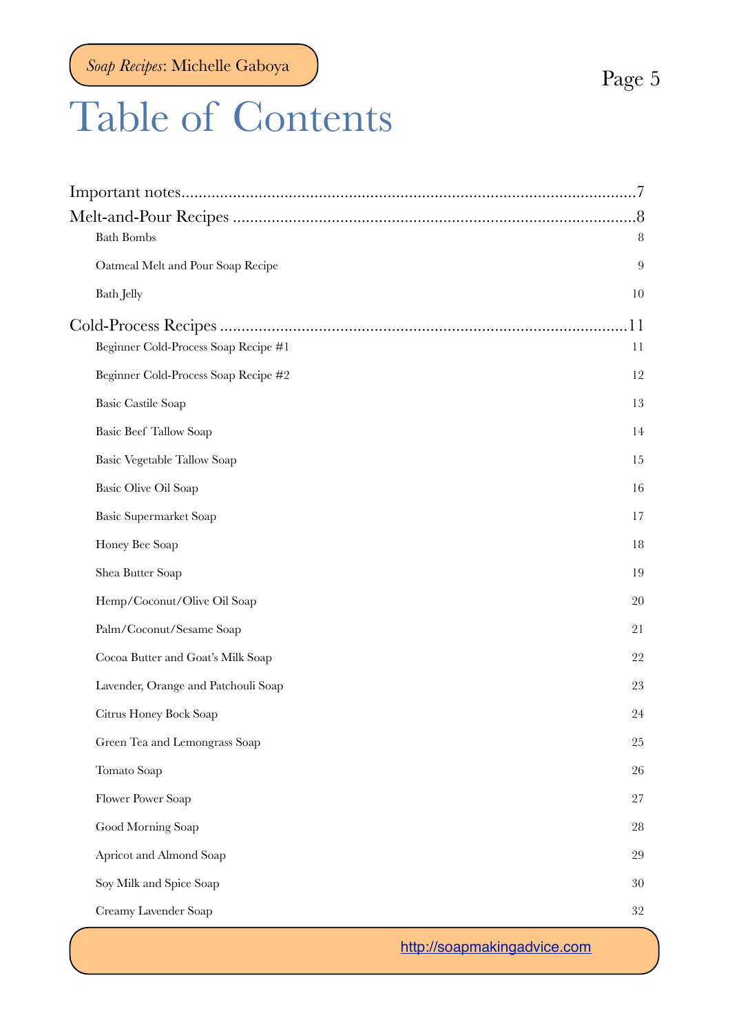# Table of Contents

Important notes.......................................................................................................7

Melt-and-Pour Recipes ..........................................................................................8

- Bath Bombs 8
- Oatmeal Melt and Pour Soap Recipe 9
- Bath Jelly 10

Cold-Process Recipes ............................................................................................11

- Beginner Cold-Process Soap Recipe #1 11
- Beginner Cold-Process Soap Recipe #2 12
- Basic Castile Soap 13
- Basic Beef Tallow Soap 14
- Basic Vegetable Tallow Soap 15
- Basic Olive Oil Soap 16
- Basic Supermarket Soap 17
- Honey Bee Soap 18
- Shea Butter Soap 19
- Hemp/Coconut/Olive Oil Soap 20
- Palm/Coconut/Sesame Soap 21
- Cocoa Butter and Goat's Milk Soap 22
- Lavender, Orange and Patchouli Soap 23
- Citrus Honey Bock Soap 24
- Green Tea and Lemongrass Soap 25
- Tomato Soap 26
- Flower Power Soap 27
- Good Morning Soap 28
- Apricot and Almond Soap 29
- Soy Milk and Spice Soap 30
- Creamy Lavender Soap 32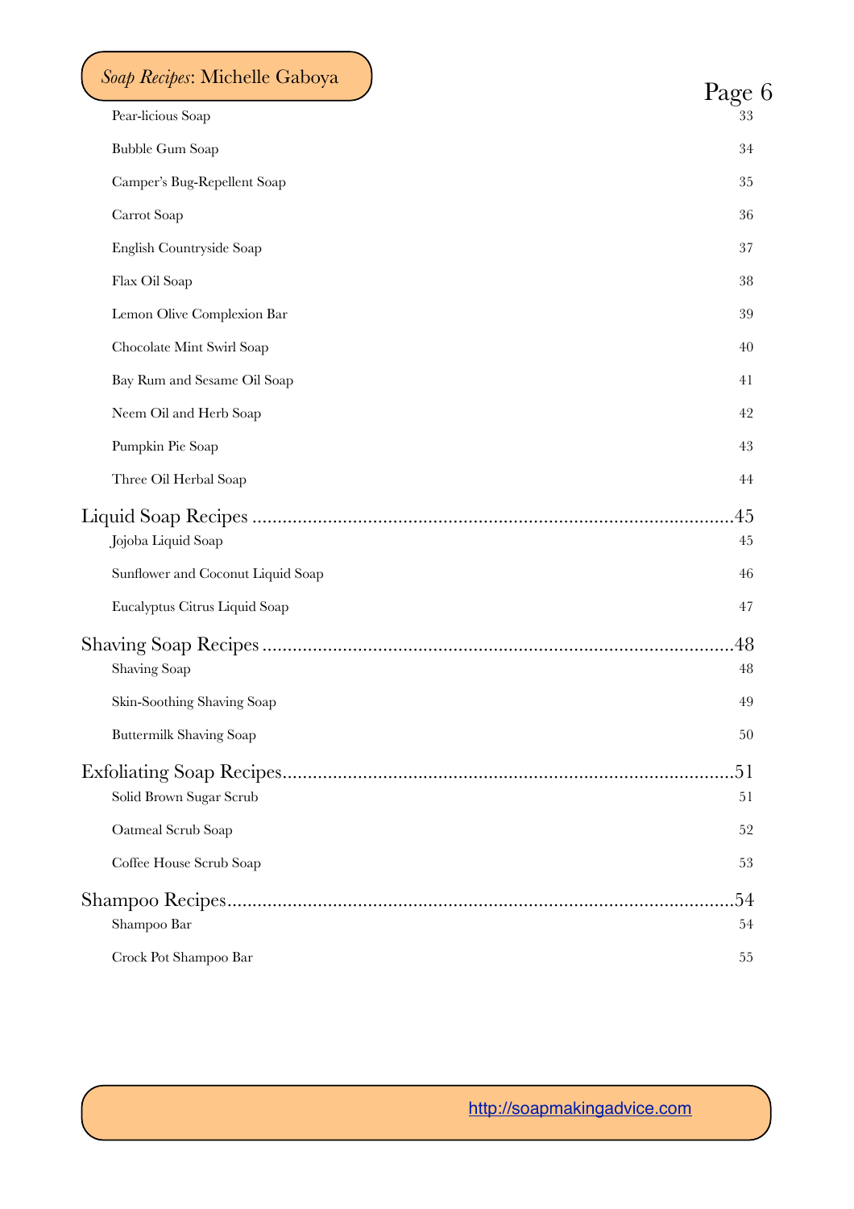Pear-licious Soap 33

Bubble Gum Soap 34

Camper's Bug-Repellent Soap 35

Carrot Soap 36

English Countryside Soap 37

Flax Oil Soap 38

Lemon Olive Complexion Bar 39

Chocolate Mint Swirl Soap 40

Bay Rum and Sesame Oil Soap 41

Neem Oil and Herb Soap 42

Pumpkin Pie Soap 43

Three Oil Herbal Soap 44

Liquid Soap Recipes ......................................................................................45

Jojoba Liquid Soap 45

Sunflower and Coconut Liquid Soap 46

Eucalyptus Citrus Liquid Soap 47

Shaving Soap Recipes ....................................................................................48

Shaving Soap 48

Skin-Soothing Shaving Soap 49

Buttermilk Shaving Soap 50

Exfoliating Soap Recipes................................................................................51

Solid Brown Sugar Scrub 51

Oatmeal Scrub Soap 52

Coffee House Scrub Soap 53

Shampoo Recipes...........................................................................................54

Shampoo Bar 54

Crock Pot Shampoo Bar 55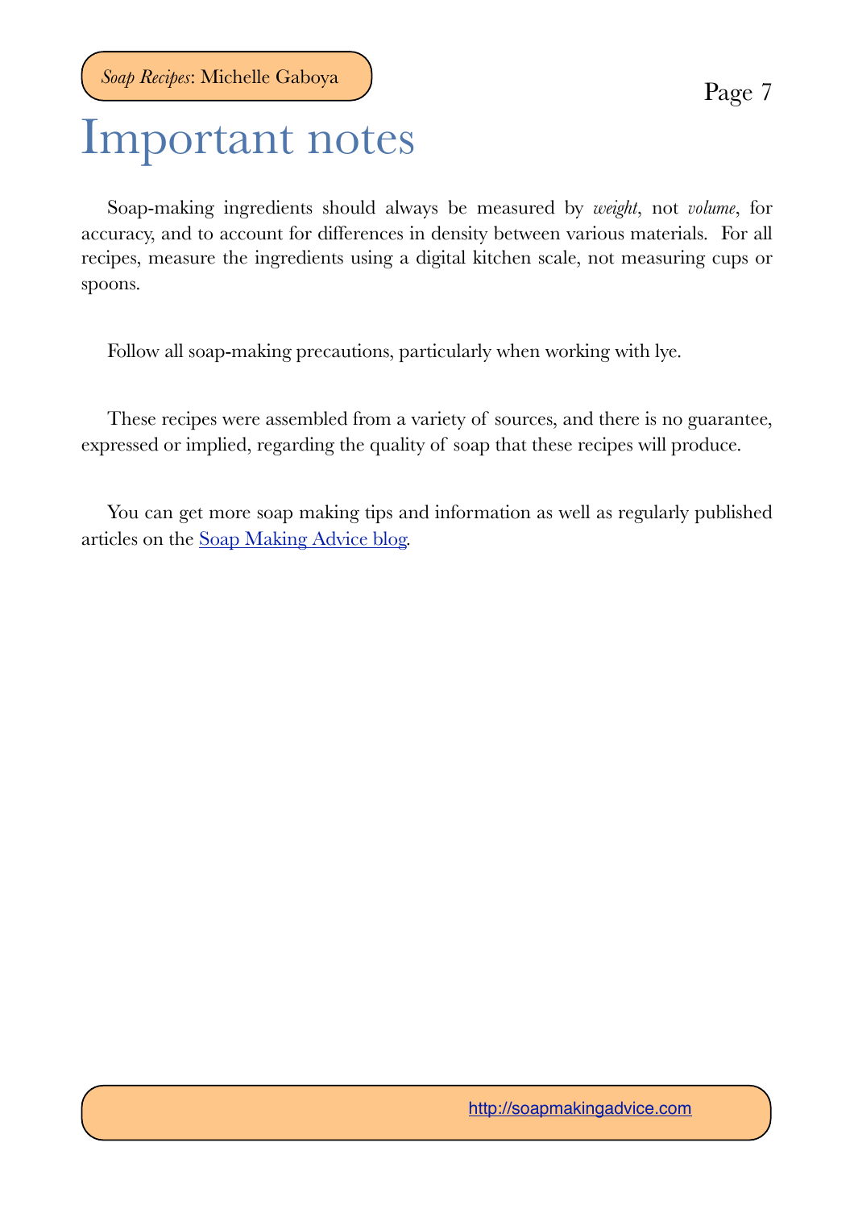# Important notes

Soap-making ingredients should always be measured by *weight*, not *volume*, for accuracy, and to account for differences in density between various materials. For all recipes, measure the ingredients using a digital kitchen scale, not measuring cups or spoons.

Follow all soap-making precautions, particularly when working with lye.

These recipes were assembled from a variety of sources, and there is no guarantee, expressed or implied, regarding the quality of soap that these recipes will produce.

You can get more soap making tips and information as well as regularly published articles on the [Soap Making Advice blog](http://soapmakingadvice.com).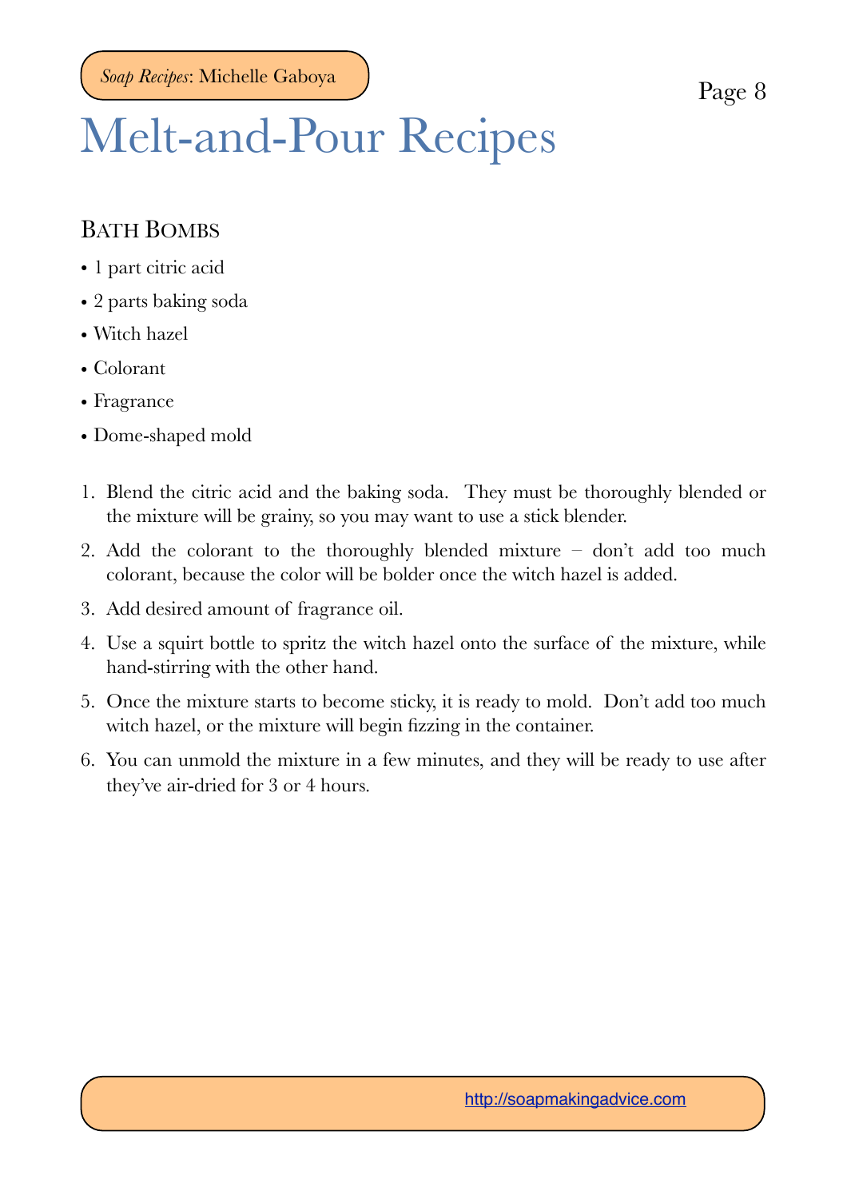# Melt-and-Pour Recipes

## Bath Bombs

- 1 part citric acid
- 2 parts baking soda
- Witch hazel
- Colorant
- Fragrance
- Dome-shaped mold

1. Blend the citric acid and the baking soda. They must be thoroughly blended or the mixture will be grainy, so you may want to use a stick blender.
2. Add the colorant to the thoroughly blended mixture – don't add too much colorant, because the color will be bolder once the witch hazel is added.
3. Add desired amount of fragrance oil.
4. Use a squirt bottle to spritz the witch hazel onto the surface of the mixture, while hand-stirring with the other hand.
5. Once the mixture starts to become sticky, it is ready to mold. Don't add too much witch hazel, or the mixture will begin fizzing in the container.
6. You can unmold the mixture in a few minutes, and they will be ready to use after they've air-dried for 3 or 4 hours.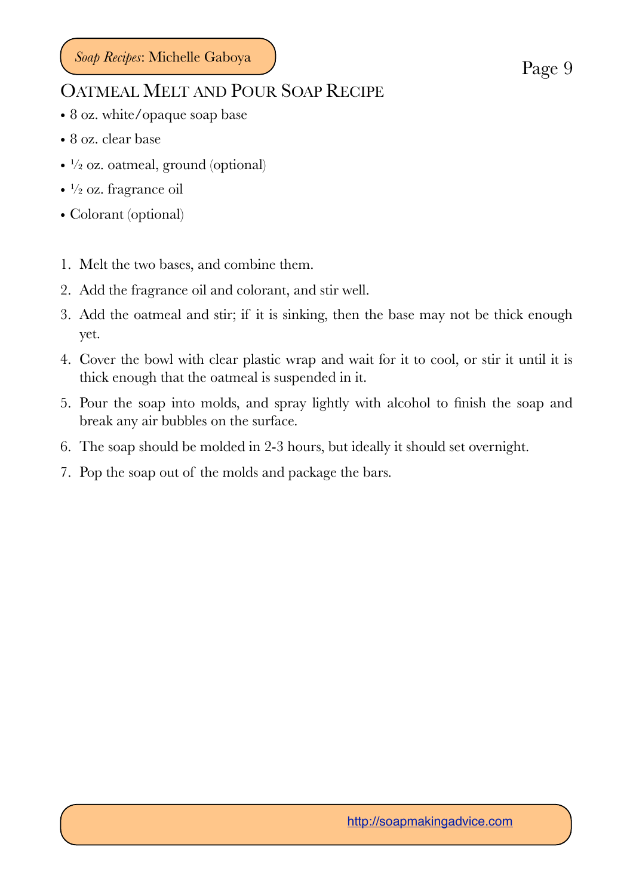## Oatmeal Melt and Pour Soap Recipe

- 8 oz. white/opaque soap base
- 8 oz. clear base
- ½ oz. oatmeal, ground (optional)
- ½ oz. fragrance oil
- Colorant (optional)

1. Melt the two bases, and combine them.
2. Add the fragrance oil and colorant, and stir well.
3. Add the oatmeal and stir; if it is sinking, then the base may not be thick enough yet.
4. Cover the bowl with clear plastic wrap and wait for it to cool, or stir it until it is thick enough that the oatmeal is suspended in it.
5. Pour the soap into molds, and spray lightly with alcohol to finish the soap and break any air bubbles on the surface.
6. The soap should be molded in 2-3 hours, but ideally it should set overnight.
7. Pop the soap out of the molds and package the bars.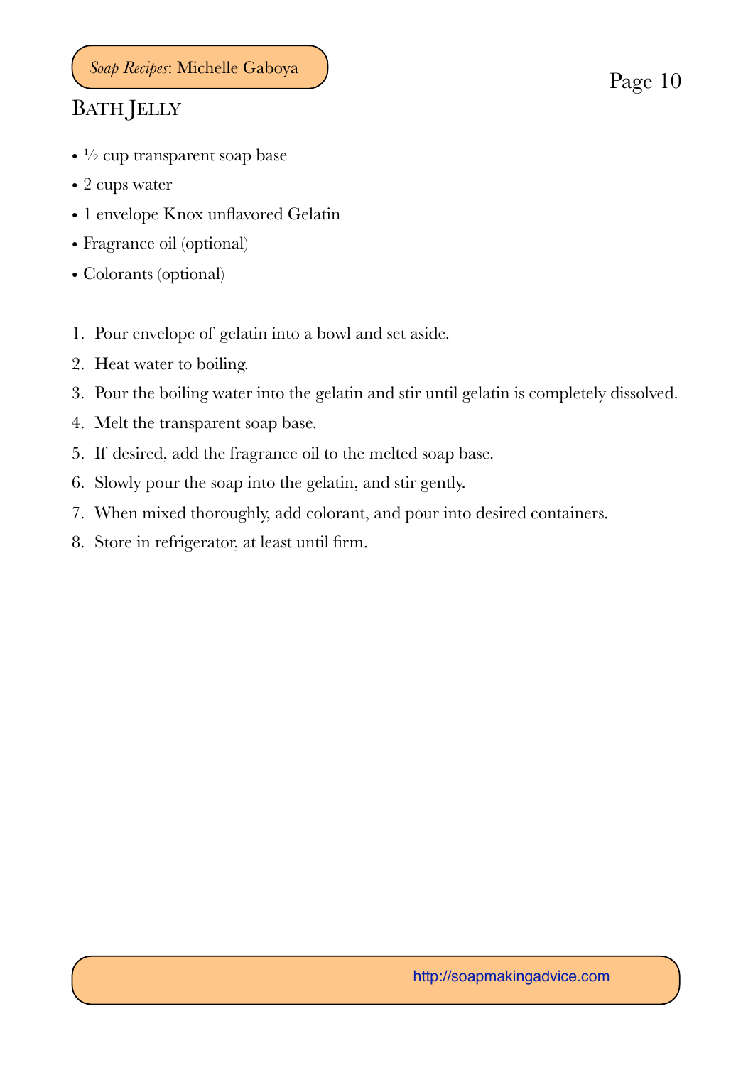## Bath Jelly

- ½ cup transparent soap base
- 2 cups water
- 1 envelope Knox unflavored Gelatin
- Fragrance oil (optional)
- Colorants (optional)

1. Pour envelope of gelatin into a bowl and set aside.
2. Heat water to boiling.
3. Pour the boiling water into the gelatin and stir until gelatin is completely dissolved.
4. Melt the transparent soap base.
5. If desired, add the fragrance oil to the melted soap base.
6. Slowly pour the soap into the gelatin, and stir gently.
7. When mixed thoroughly, add colorant, and pour into desired containers.
8. Store in refrigerator, at least until firm.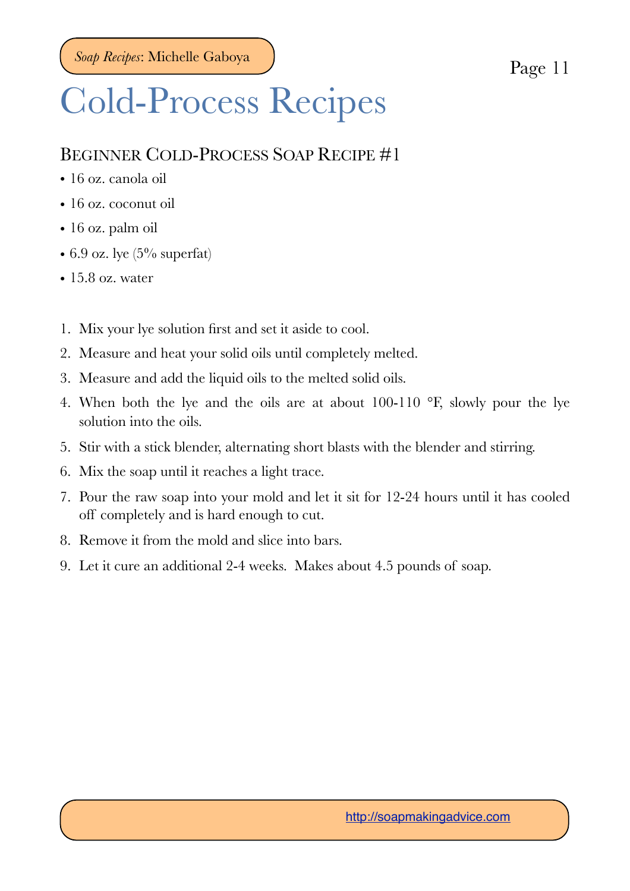# Cold-Process Recipes

## Beginner Cold-Process Soap Recipe #1

- 16 oz. canola oil
- 16 oz. coconut oil
- 16 oz. palm oil
- 6.9 oz. lye (5% superfat)
- 15.8 oz. water

1. Mix your lye solution first and set it aside to cool.
2. Measure and heat your solid oils until completely melted.
3. Measure and add the liquid oils to the melted solid oils.
4. When both the lye and the oils are at about 100-110 °F, slowly pour the lye solution into the oils.
5. Stir with a stick blender, alternating short blasts with the blender and stirring.
6. Mix the soap until it reaches a light trace.
7. Pour the raw soap into your mold and let it sit for 12-24 hours until it has cooled off completely and is hard enough to cut.
8. Remove it from the mold and slice into bars.
9. Let it cure an additional 2-4 weeks. Makes about 4.5 pounds of soap.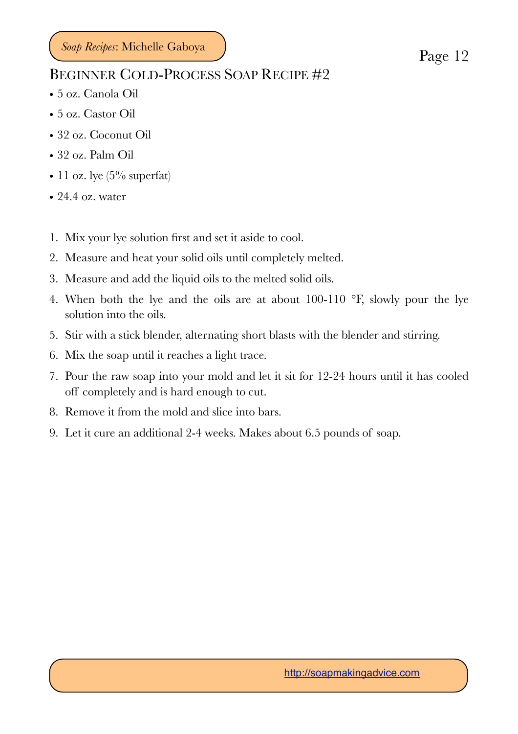## Beginner Cold-Process Soap Recipe #2

- 5 oz. Canola Oil
- 5 oz. Castor Oil
- 32 oz. Coconut Oil
- 32 oz. Palm Oil
- 11 oz. lye (5% superfat)
- 24.4 oz. water

1. Mix your lye solution first and set it aside to cool.
2. Measure and heat your solid oils until completely melted.
3. Measure and add the liquid oils to the melted solid oils.
4. When both the lye and the oils are at about 100-110 °F, slowly pour the lye solution into the oils.
5. Stir with a stick blender, alternating short blasts with the blender and stirring.
6. Mix the soap until it reaches a light trace.
7. Pour the raw soap into your mold and let it sit for 12-24 hours until it has cooled off completely and is hard enough to cut.
8. Remove it from the mold and slice into bars.
9. Let it cure an additional 2-4 weeks. Makes about 6.5 pounds of soap.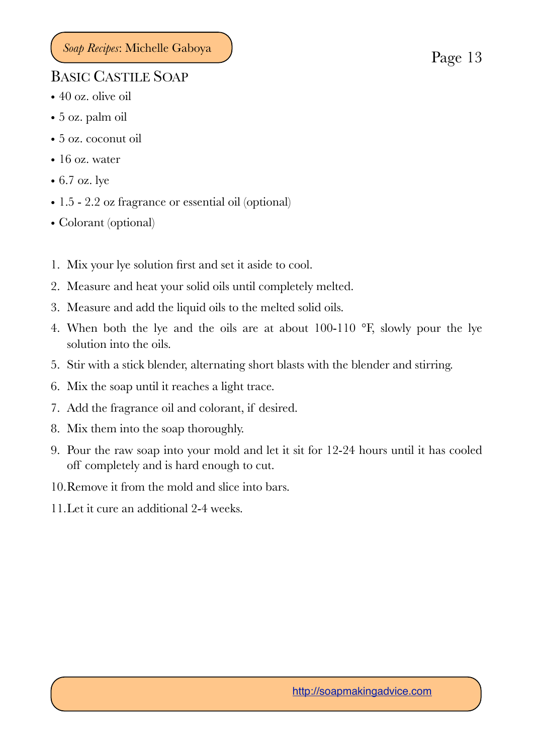## Basic Castile Soap

- 40 oz. olive oil
- 5 oz. palm oil
- 5 oz. coconut oil
- 16 oz. water
- 6.7 oz. lye
- 1.5 - 2.2 oz fragrance or essential oil (optional)
- Colorant (optional)

1. Mix your lye solution first and set it aside to cool.
2. Measure and heat your solid oils until completely melted.
3. Measure and add the liquid oils to the melted solid oils.
4. When both the lye and the oils are at about 100-110 °F, slowly pour the lye solution into the oils.
5. Stir with a stick blender, alternating short blasts with the blender and stirring.
6. Mix the soap until it reaches a light trace.
7. Add the fragrance oil and colorant, if desired.
8. Mix them into the soap thoroughly.
9. Pour the raw soap into your mold and let it sit for 12-24 hours until it has cooled off completely and is hard enough to cut.
10. Remove it from the mold and slice into bars.
11. Let it cure an additional 2-4 weeks.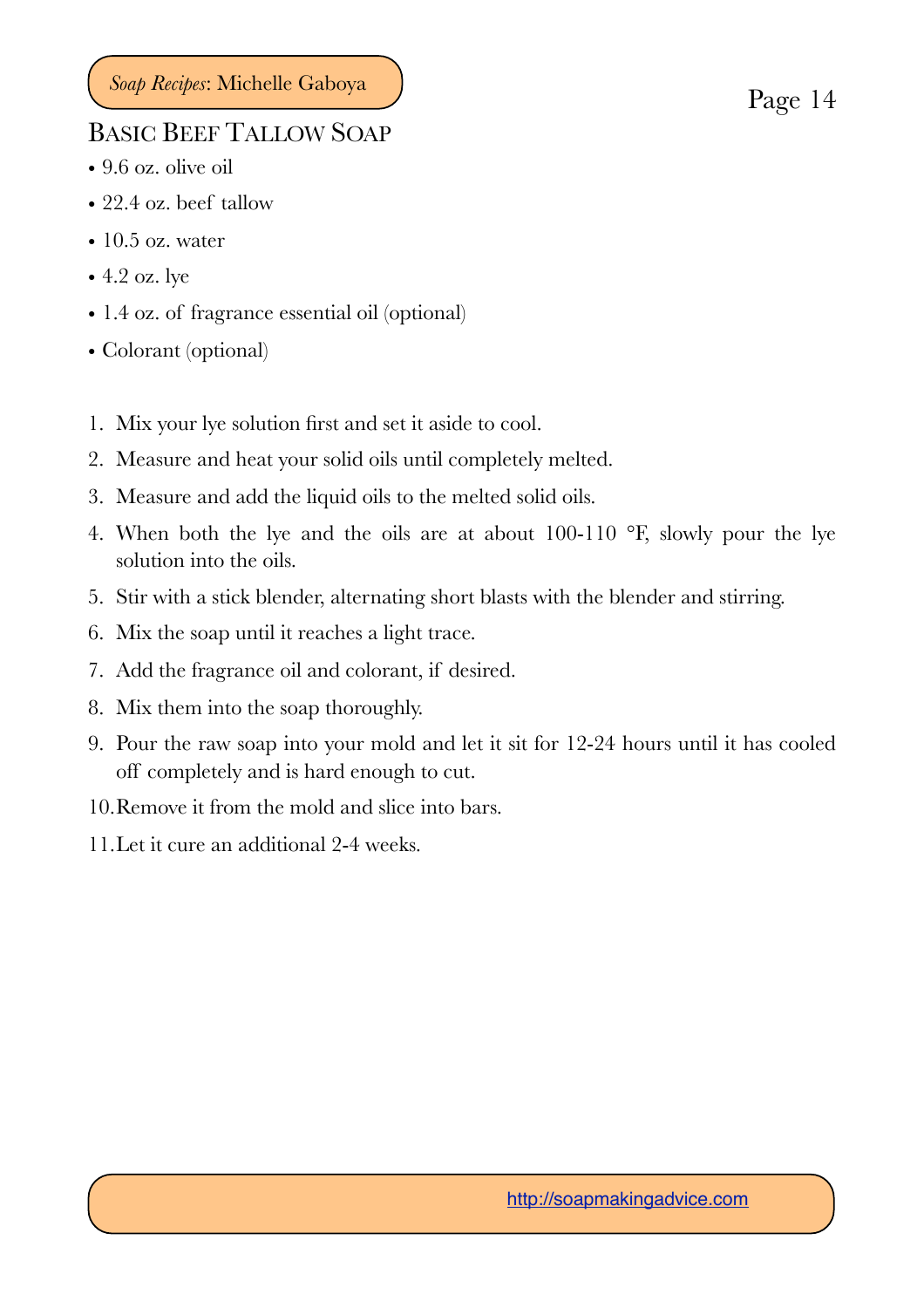## Basic Beef Tallow Soap

- 9.6 oz. olive oil
- 22.4 oz. beef tallow
- 10.5 oz. water
- 4.2 oz. lye
- 1.4 oz. of fragrance essential oil (optional)
- Colorant (optional)

1. Mix your lye solution first and set it aside to cool.
2. Measure and heat your solid oils until completely melted.
3. Measure and add the liquid oils to the melted solid oils.
4. When both the lye and the oils are at about 100-110 °F, slowly pour the lye solution into the oils.
5. Stir with a stick blender, alternating short blasts with the blender and stirring.
6. Mix the soap until it reaches a light trace.
7. Add the fragrance oil and colorant, if desired.
8. Mix them into the soap thoroughly.
9. Pour the raw soap into your mold and let it sit for 12-24 hours until it has cooled off completely and is hard enough to cut.
10. Remove it from the mold and slice into bars.
11. Let it cure an additional 2-4 weeks.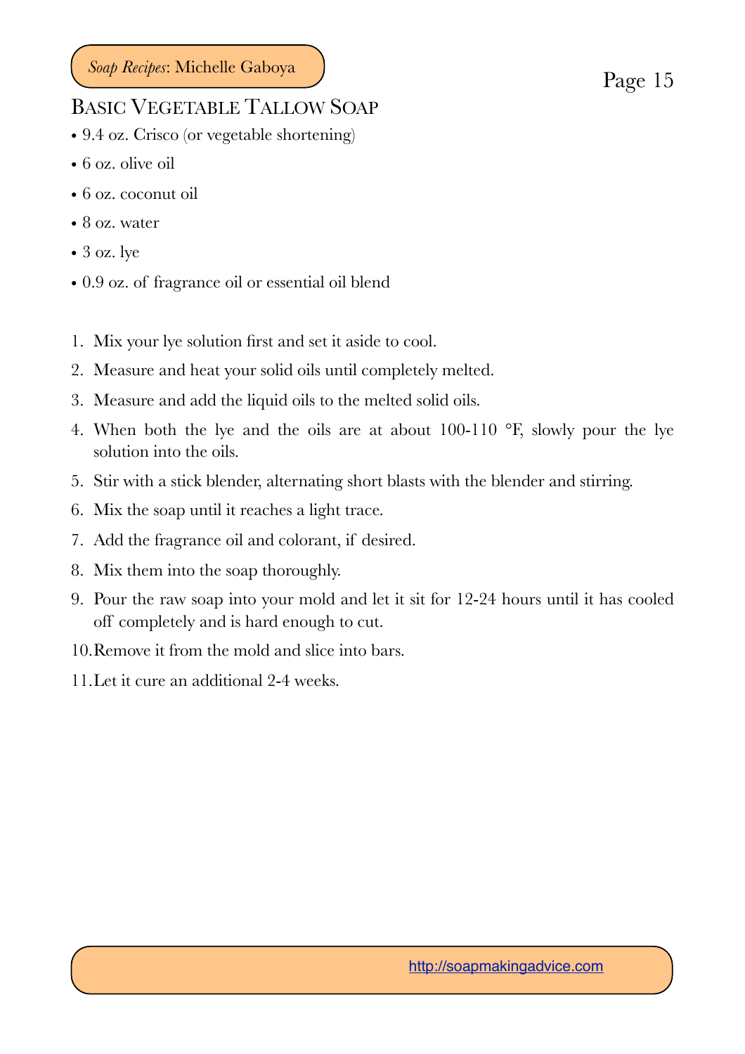## Basic Vegetable Tallow Soap

- 9.4 oz. Crisco (or vegetable shortening)
- 6 oz. olive oil
- 6 oz. coconut oil
- 8 oz. water
- 3 oz. lye
- 0.9 oz. of fragrance oil or essential oil blend

1. Mix your lye solution first and set it aside to cool.
2. Measure and heat your solid oils until completely melted.
3. Measure and add the liquid oils to the melted solid oils.
4. When both the lye and the oils are at about 100-110 °F, slowly pour the lye solution into the oils.
5. Stir with a stick blender, alternating short blasts with the blender and stirring.
6. Mix the soap until it reaches a light trace.
7. Add the fragrance oil and colorant, if desired.
8. Mix them into the soap thoroughly.
9. Pour the raw soap into your mold and let it sit for 12-24 hours until it has cooled off completely and is hard enough to cut.
10. Remove it from the mold and slice into bars.
11. Let it cure an additional 2-4 weeks.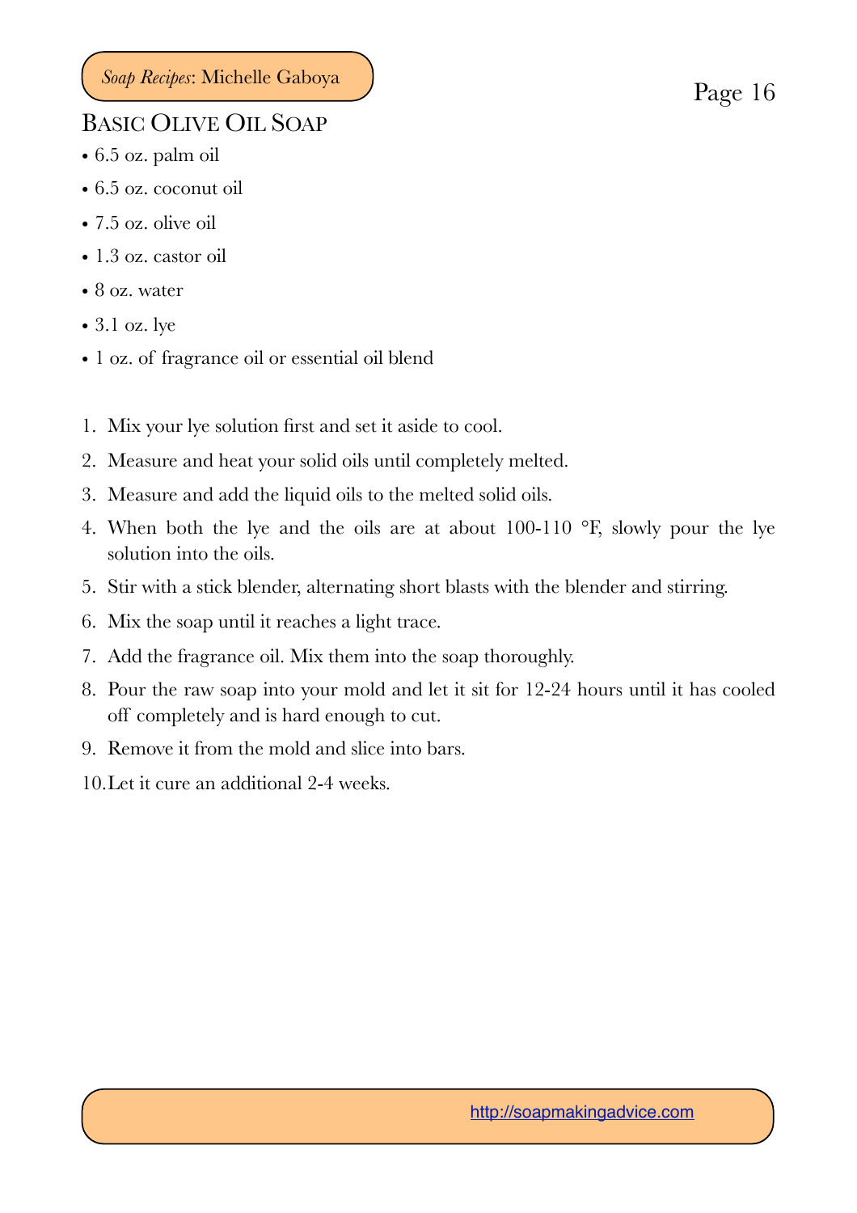## Basic Olive Oil Soap

- 6.5 oz. palm oil
- 6.5 oz. coconut oil
- 7.5 oz. olive oil
- 1.3 oz. castor oil
- 8 oz. water
- 3.1 oz. lye
- 1 oz. of fragrance oil or essential oil blend

1. Mix your lye solution first and set it aside to cool.
2. Measure and heat your solid oils until completely melted.
3. Measure and add the liquid oils to the melted solid oils.
4. When both the lye and the oils are at about 100-110 °F, slowly pour the lye solution into the oils.
5. Stir with a stick blender, alternating short blasts with the blender and stirring.
6. Mix the soap until it reaches a light trace.
7. Add the fragrance oil. Mix them into the soap thoroughly.
8. Pour the raw soap into your mold and let it sit for 12-24 hours until it has cooled off completely and is hard enough to cut.
9. Remove it from the mold and slice into bars.
10. Let it cure an additional 2-4 weeks.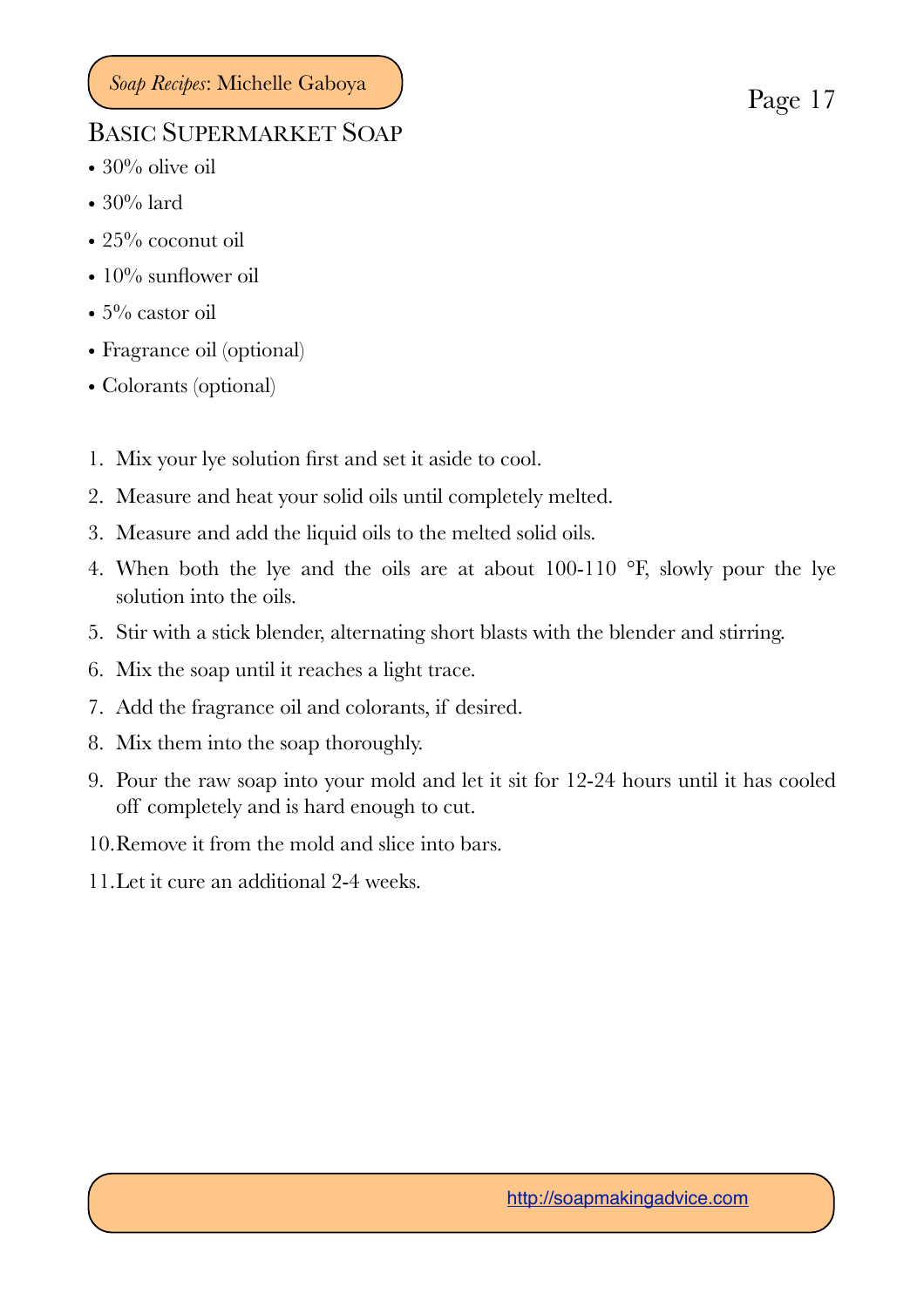## Basic Supermarket Soap

- 30% olive oil
- 30% lard
- 25% coconut oil
- 10% sunflower oil
- 5% castor oil
- Fragrance oil (optional)
- Colorants (optional)

1. Mix your lye solution first and set it aside to cool.
2. Measure and heat your solid oils until completely melted.
3. Measure and add the liquid oils to the melted solid oils.
4. When both the lye and the oils are at about 100-110 °F, slowly pour the lye solution into the oils.
5. Stir with a stick blender, alternating short blasts with the blender and stirring.
6. Mix the soap until it reaches a light trace.
7. Add the fragrance oil and colorants, if desired.
8. Mix them into the soap thoroughly.
9. Pour the raw soap into your mold and let it sit for 12-24 hours until it has cooled off completely and is hard enough to cut.
10. Remove it from the mold and slice into bars.
11. Let it cure an additional 2-4 weeks.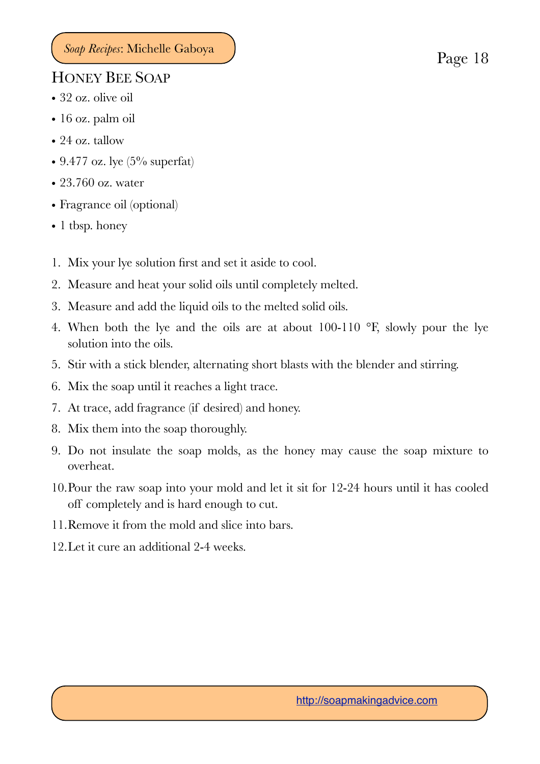## Honey Bee Soap

- 32 oz. olive oil
- 16 oz. palm oil
- 24 oz. tallow
- 9.477 oz. lye (5% superfat)
- 23.760 oz. water
- Fragrance oil (optional)
- 1 tbsp. honey

1. Mix your lye solution first and set it aside to cool.
2. Measure and heat your solid oils until completely melted.
3. Measure and add the liquid oils to the melted solid oils.
4. When both the lye and the oils are at about 100-110 °F, slowly pour the lye solution into the oils.
5. Stir with a stick blender, alternating short blasts with the blender and stirring.
6. Mix the soap until it reaches a light trace.
7. At trace, add fragrance (if desired) and honey.
8. Mix them into the soap thoroughly.
9. Do not insulate the soap molds, as the honey may cause the soap mixture to overheat.
10. Pour the raw soap into your mold and let it sit for 12-24 hours until it has cooled off completely and is hard enough to cut.
11. Remove it from the mold and slice into bars.
12. Let it cure an additional 2-4 weeks.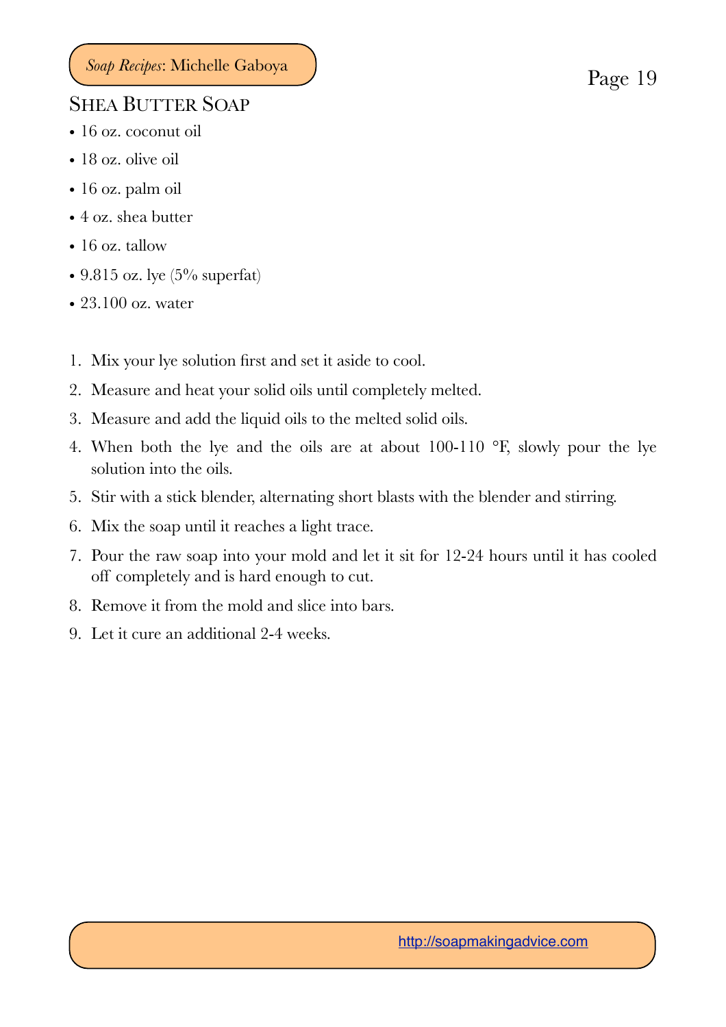## Shea Butter Soap

- 16 oz. coconut oil
- 18 oz. olive oil
- 16 oz. palm oil
- 4 oz. shea butter
- 16 oz. tallow
- 9.815 oz. lye (5% superfat)
- 23.100 oz. water

1. Mix your lye solution first and set it aside to cool.
2. Measure and heat your solid oils until completely melted.
3. Measure and add the liquid oils to the melted solid oils.
4. When both the lye and the oils are at about 100-110 °F, slowly pour the lye solution into the oils.
5. Stir with a stick blender, alternating short blasts with the blender and stirring.
6. Mix the soap until it reaches a light trace.
7. Pour the raw soap into your mold and let it sit for 12-24 hours until it has cooled off completely and is hard enough to cut.
8. Remove it from the mold and slice into bars.
9. Let it cure an additional 2-4 weeks.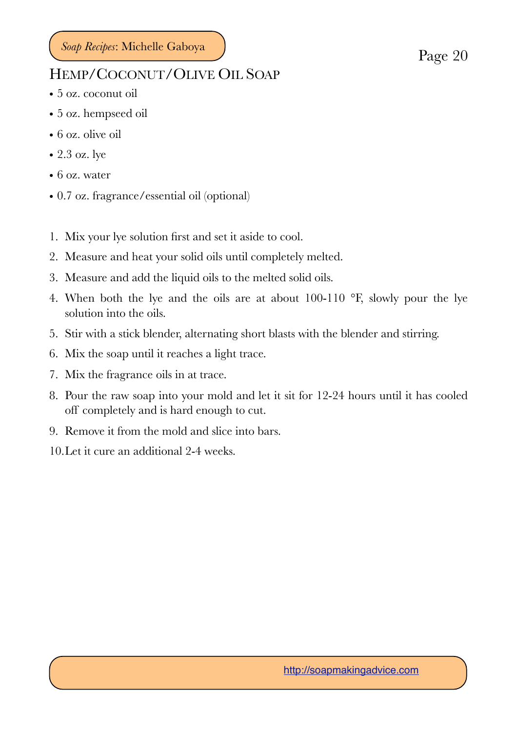## Hemp/Coconut/Olive Oil Soap

- 5 oz. coconut oil
- 5 oz. hempseed oil
- 6 oz. olive oil
- 2.3 oz. lye
- 6 oz. water
- 0.7 oz. fragrance/essential oil (optional)

1. Mix your lye solution first and set it aside to cool.
2. Measure and heat your solid oils until completely melted.
3. Measure and add the liquid oils to the melted solid oils.
4. When both the lye and the oils are at about 100-110 °F, slowly pour the lye solution into the oils.
5. Stir with a stick blender, alternating short blasts with the blender and stirring.
6. Mix the soap until it reaches a light trace.
7. Mix the fragrance oils in at trace.
8. Pour the raw soap into your mold and let it sit for 12-24 hours until it has cooled off completely and is hard enough to cut.
9. Remove it from the mold and slice into bars.
10. Let it cure an additional 2-4 weeks.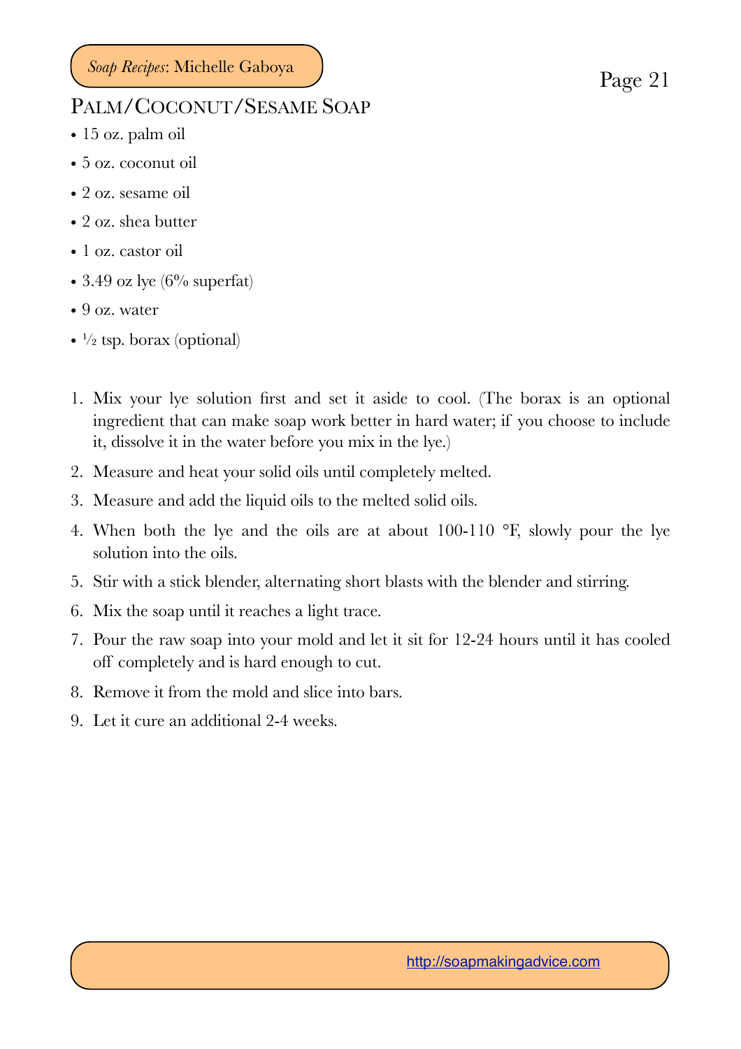## Palm/Coconut/Sesame Soap

- 15 oz. palm oil
- 5 oz. coconut oil
- 2 oz. sesame oil
- 2 oz. shea butter
- 1 oz. castor oil
- 3.49 oz lye (6% superfat)
- 9 oz. water
- ½ tsp. borax (optional)

1. Mix your lye solution first and set it aside to cool. (The borax is an optional ingredient that can make soap work better in hard water; if you choose to include it, dissolve it in the water before you mix in the lye.)
2. Measure and heat your solid oils until completely melted.
3. Measure and add the liquid oils to the melted solid oils.
4. When both the lye and the oils are at about 100-110 °F, slowly pour the lye solution into the oils.
5. Stir with a stick blender, alternating short blasts with the blender and stirring.
6. Mix the soap until it reaches a light trace.
7. Pour the raw soap into your mold and let it sit for 12-24 hours until it has cooled off completely and is hard enough to cut.
8. Remove it from the mold and slice into bars.
9. Let it cure an additional 2-4 weeks.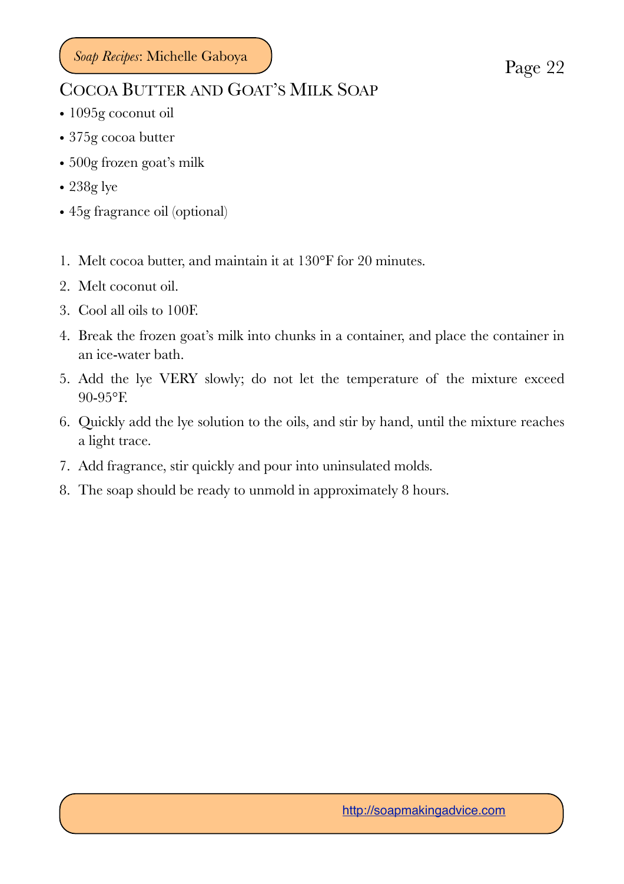## Cocoa Butter and Goat's Milk Soap

- 1095g coconut oil
- 375g cocoa butter
- 500g frozen goat's milk
- 238g lye
- 45g fragrance oil (optional)

1. Melt cocoa butter, and maintain it at 130°F for 20 minutes.
2. Melt coconut oil.
3. Cool all oils to 100F.
4. Break the frozen goat's milk into chunks in a container, and place the container in an ice-water bath.
5. Add the lye VERY slowly; do not let the temperature of the mixture exceed 90-95°F.
6. Quickly add the lye solution to the oils, and stir by hand, until the mixture reaches a light trace.
7. Add fragrance, stir quickly and pour into uninsulated molds.
8. The soap should be ready to unmold in approximately 8 hours.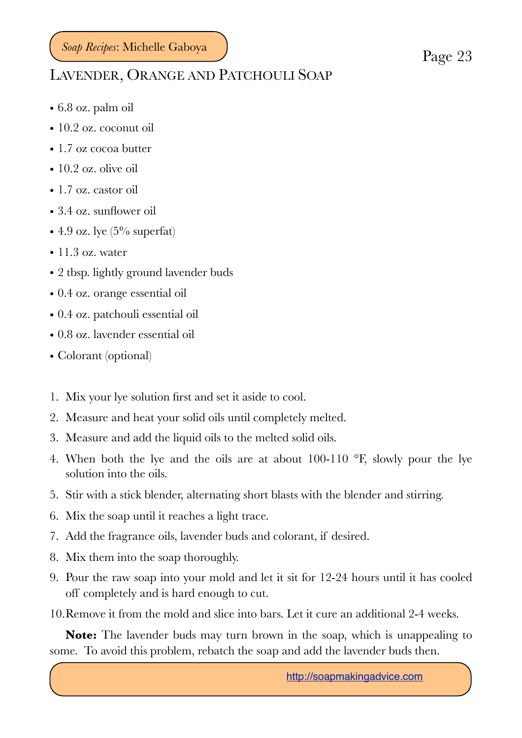# Lavender, Orange and Patchouli Soap

- 6.8 oz. palm oil
- 10.2 oz. coconut oil
- 1.7 oz cocoa butter
- 10.2 oz. olive oil
- 1.7 oz. castor oil
- 3.4 oz. sunflower oil
- 4.9 oz. lye (5% superfat)
- 11.3 oz. water
- 2 tbsp. lightly ground lavender buds
- 0.4 oz. orange essential oil
- 0.4 oz. patchouli essential oil
- 0.8 oz. lavender essential oil
- Colorant (optional)

1. Mix your lye solution first and set it aside to cool.
2. Measure and heat your solid oils until completely melted.
3. Measure and add the liquid oils to the melted solid oils.
4. When both the lye and the oils are at about 100-110 °F, slowly pour the lye solution into the oils.
5. Stir with a stick blender, alternating short blasts with the blender and stirring.
6. Mix the soap until it reaches a light trace.
7. Add the fragrance oils, lavender buds and colorant, if desired.
8. Mix them into the soap thoroughly.
9. Pour the raw soap into your mold and let it sit for 12-24 hours until it has cooled off completely and is hard enough to cut.
10. Remove it from the mold and slice into bars. Let it cure an additional 2-4 weeks.

**Note:** The lavender buds may turn brown in the soap, which is unappealing to some. To avoid this problem, rebatch the soap and add the lavender buds then.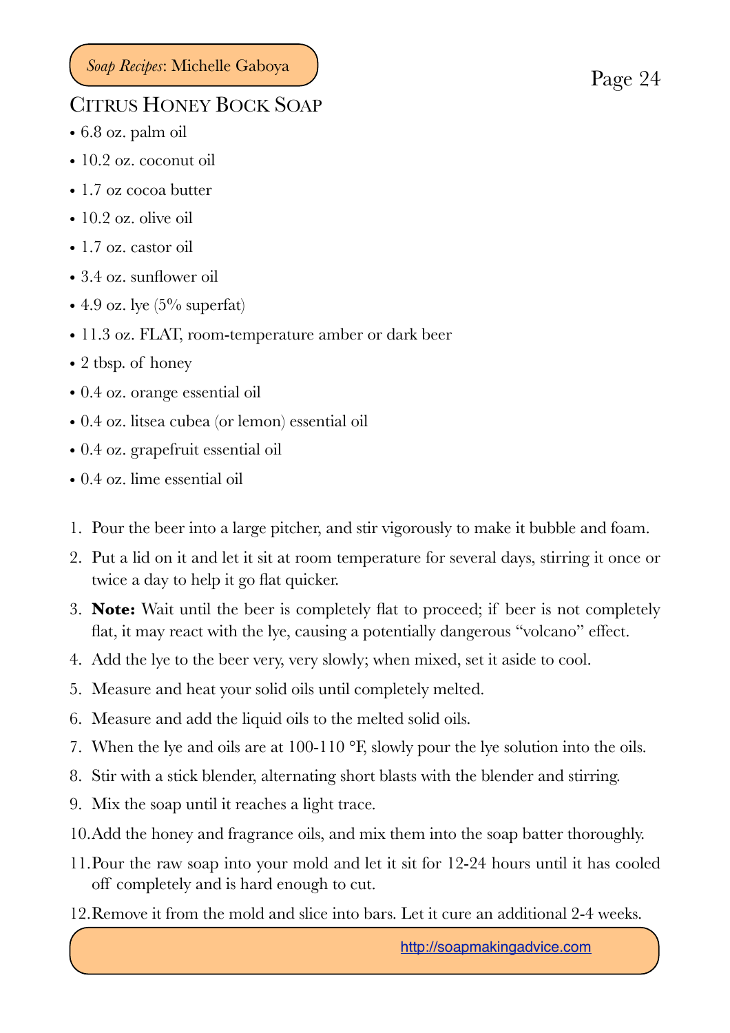## Citrus Honey Bock Soap

- 6.8 oz. palm oil
- 10.2 oz. coconut oil
- 1.7 oz cocoa butter
- 10.2 oz. olive oil
- 1.7 oz. castor oil
- 3.4 oz. sunflower oil
- 4.9 oz. lye (5% superfat)
- 11.3 oz. FLAT, room-temperature amber or dark beer
- 2 tbsp. of honey
- 0.4 oz. orange essential oil
- 0.4 oz. litsea cubea (or lemon) essential oil
- 0.4 oz. grapefruit essential oil
- 0.4 oz. lime essential oil

1. Pour the beer into a large pitcher, and stir vigorously to make it bubble and foam.
2. Put a lid on it and let it sit at room temperature for several days, stirring it once or twice a day to help it go flat quicker.
3. **Note:** Wait until the beer is completely flat to proceed; if beer is not completely flat, it may react with the lye, causing a potentially dangerous "volcano" effect.
4. Add the lye to the beer very, very slowly; when mixed, set it aside to cool.
5. Measure and heat your solid oils until completely melted.
6. Measure and add the liquid oils to the melted solid oils.
7. When the lye and oils are at 100-110 °F, slowly pour the lye solution into the oils.
8. Stir with a stick blender, alternating short blasts with the blender and stirring.
9. Mix the soap until it reaches a light trace.
10. Add the honey and fragrance oils, and mix them into the soap batter thoroughly.
11. Pour the raw soap into your mold and let it sit for 12-24 hours until it has cooled off completely and is hard enough to cut.
12. Remove it from the mold and slice into bars. Let it cure an additional 2-4 weeks.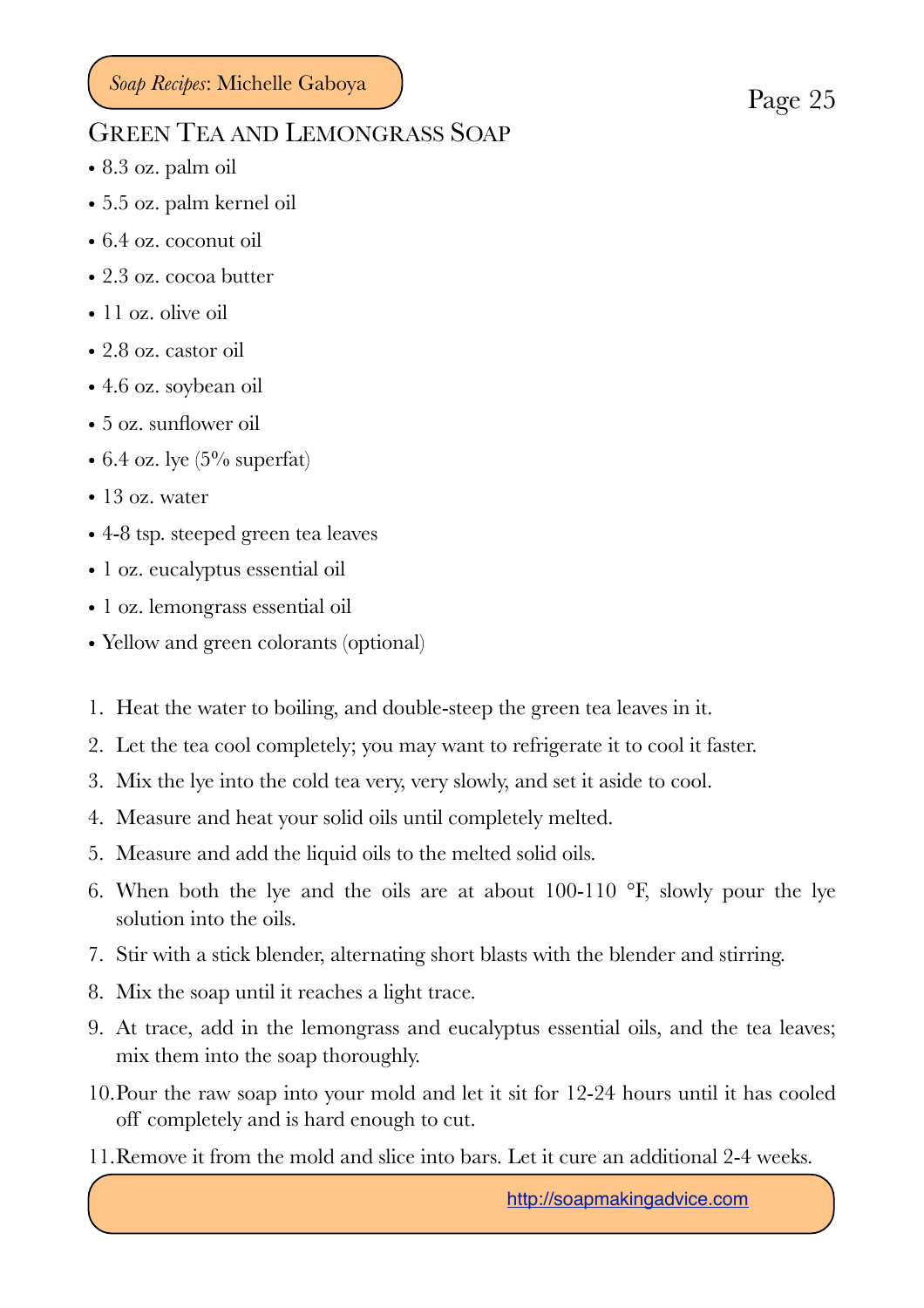# Green Tea and Lemongrass Soap

- 8.3 oz. palm oil
- 5.5 oz. palm kernel oil
- 6.4 oz. coconut oil
- 2.3 oz. cocoa butter
- 11 oz. olive oil
- 2.8 oz. castor oil
- 4.6 oz. soybean oil
- 5 oz. sunflower oil
- 6.4 oz. lye (5% superfat)
- 13 oz. water
- 4-8 tsp. steeped green tea leaves
- 1 oz. eucalyptus essential oil
- 1 oz. lemongrass essential oil
- Yellow and green colorants (optional)

1. Heat the water to boiling, and double-steep the green tea leaves in it.
2. Let the tea cool completely; you may want to refrigerate it to cool it faster.
3. Mix the lye into the cold tea very, very slowly, and set it aside to cool.
4. Measure and heat your solid oils until completely melted.
5. Measure and add the liquid oils to the melted solid oils.
6. When both the lye and the oils are at about 100-110 °F, slowly pour the lye solution into the oils.
7. Stir with a stick blender, alternating short blasts with the blender and stirring.
8. Mix the soap until it reaches a light trace.
9. At trace, add in the lemongrass and eucalyptus essential oils, and the tea leaves; mix them into the soap thoroughly.
10. Pour the raw soap into your mold and let it sit for 12-24 hours until it has cooled off completely and is hard enough to cut.
11. Remove it from the mold and slice into bars. Let it cure an additional 2-4 weeks.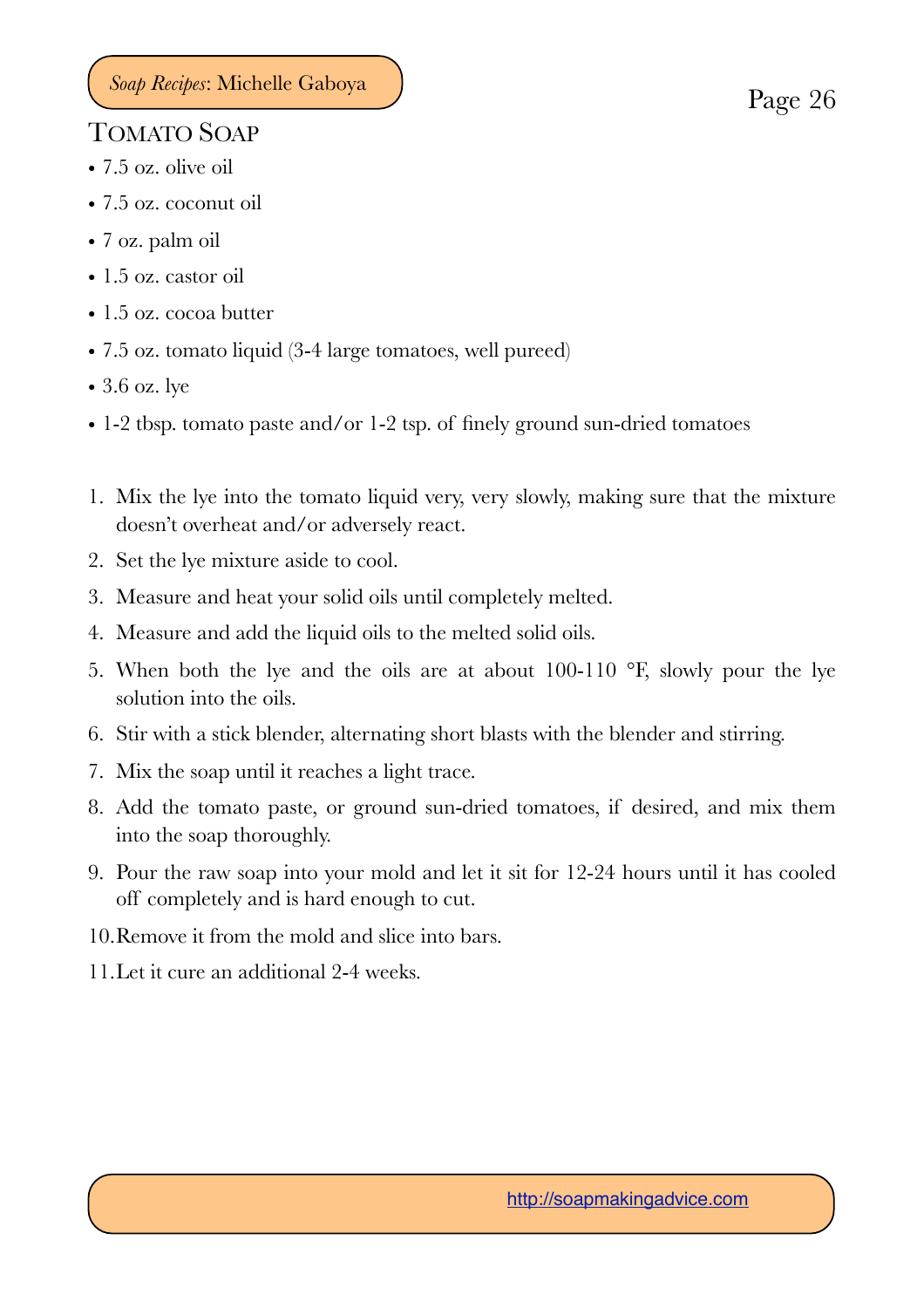## Tomato Soap

- 7.5 oz. olive oil
- 7.5 oz. coconut oil
- 7 oz. palm oil
- 1.5 oz. castor oil
- 1.5 oz. cocoa butter
- 7.5 oz. tomato liquid (3-4 large tomatoes, well pureed)
- 3.6 oz. lye
- 1-2 tbsp. tomato paste and/or 1-2 tsp. of finely ground sun-dried tomatoes

1. Mix the lye into the tomato liquid very, very slowly, making sure that the mixture doesn't overheat and/or adversely react.
2. Set the lye mixture aside to cool.
3. Measure and heat your solid oils until completely melted.
4. Measure and add the liquid oils to the melted solid oils.
5. When both the lye and the oils are at about 100-110 °F, slowly pour the lye solution into the oils.
6. Stir with a stick blender, alternating short blasts with the blender and stirring.
7. Mix the soap until it reaches a light trace.
8. Add the tomato paste, or ground sun-dried tomatoes, if desired, and mix them into the soap thoroughly.
9. Pour the raw soap into your mold and let it sit for 12-24 hours until it has cooled off completely and is hard enough to cut.
10. Remove it from the mold and slice into bars.
11. Let it cure an additional 2-4 weeks.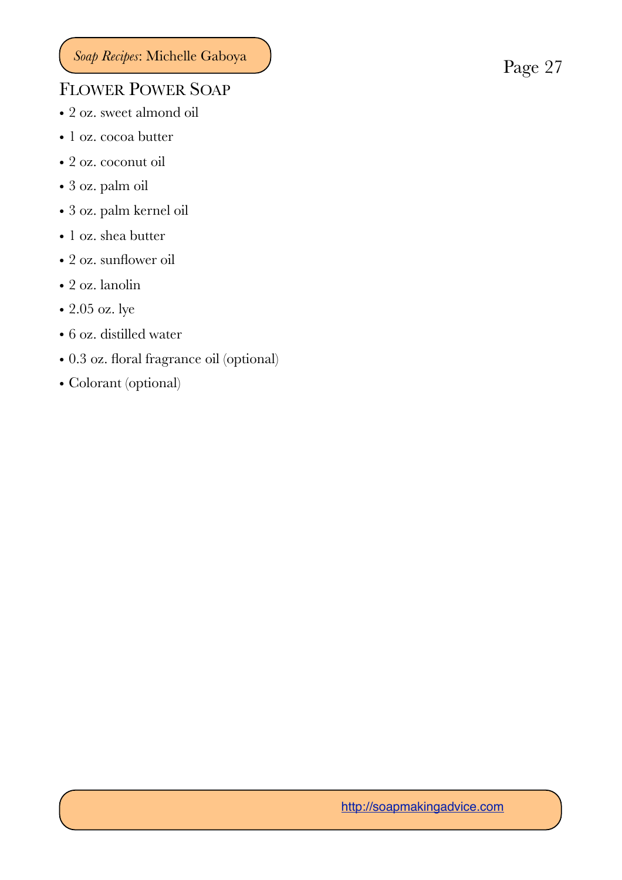## Flower Power Soap

- 2 oz. sweet almond oil
- 1 oz. cocoa butter
- 2 oz. coconut oil
- 3 oz. palm oil
- 3 oz. palm kernel oil
- 1 oz. shea butter
- 2 oz. sunflower oil
- 2 oz. lanolin
- 2.05 oz. lye
- 6 oz. distilled water
- 0.3 oz. floral fragrance oil (optional)
- Colorant (optional)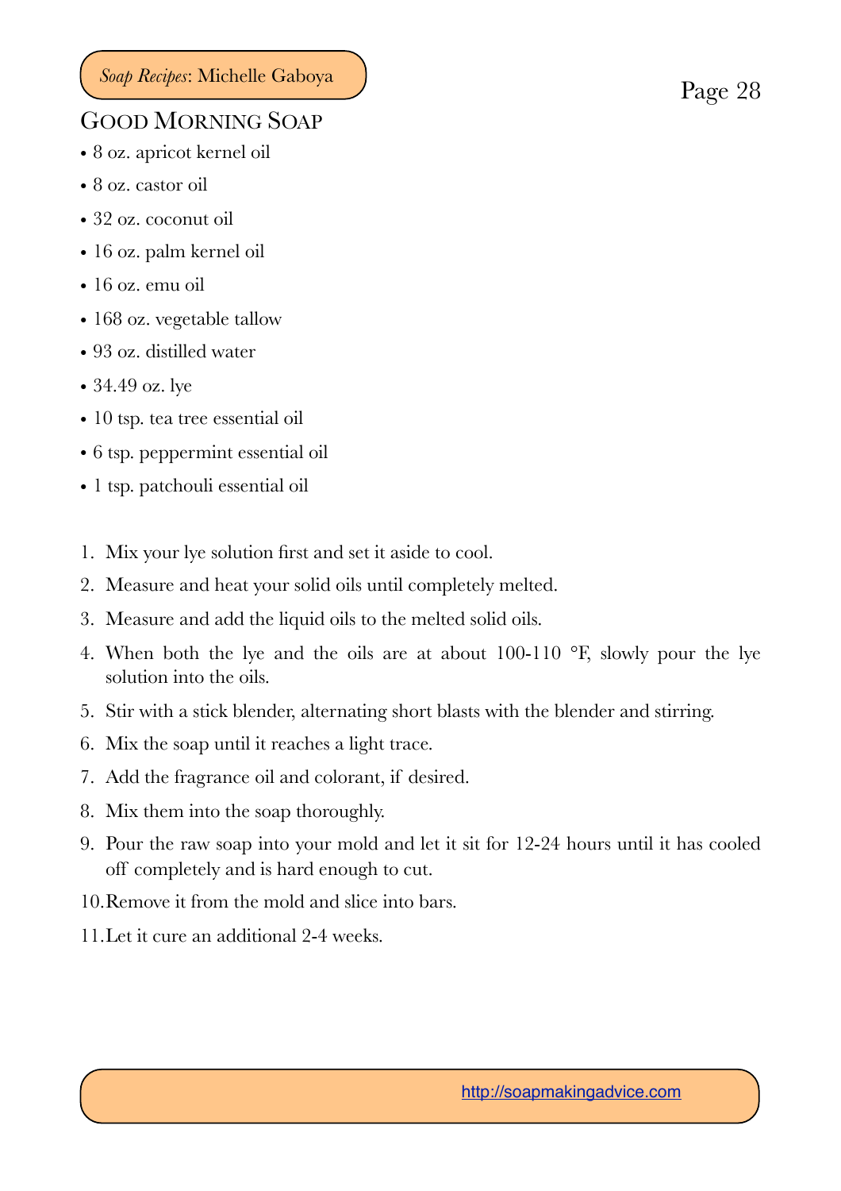## Good Morning Soap

- 8 oz. apricot kernel oil
- 8 oz. castor oil
- 32 oz. coconut oil
- 16 oz. palm kernel oil
- 16 oz. emu oil
- 168 oz. vegetable tallow
- 93 oz. distilled water
- 34.49 oz. lye
- 10 tsp. tea tree essential oil
- 6 tsp. peppermint essential oil
- 1 tsp. patchouli essential oil

1. Mix your lye solution first and set it aside to cool.
2. Measure and heat your solid oils until completely melted.
3. Measure and add the liquid oils to the melted solid oils.
4. When both the lye and the oils are at about 100-110 °F, slowly pour the lye solution into the oils.
5. Stir with a stick blender, alternating short blasts with the blender and stirring.
6. Mix the soap until it reaches a light trace.
7. Add the fragrance oil and colorant, if desired.
8. Mix them into the soap thoroughly.
9. Pour the raw soap into your mold and let it sit for 12-24 hours until it has cooled off completely and is hard enough to cut.
10. Remove it from the mold and slice into bars.
11. Let it cure an additional 2-4 weeks.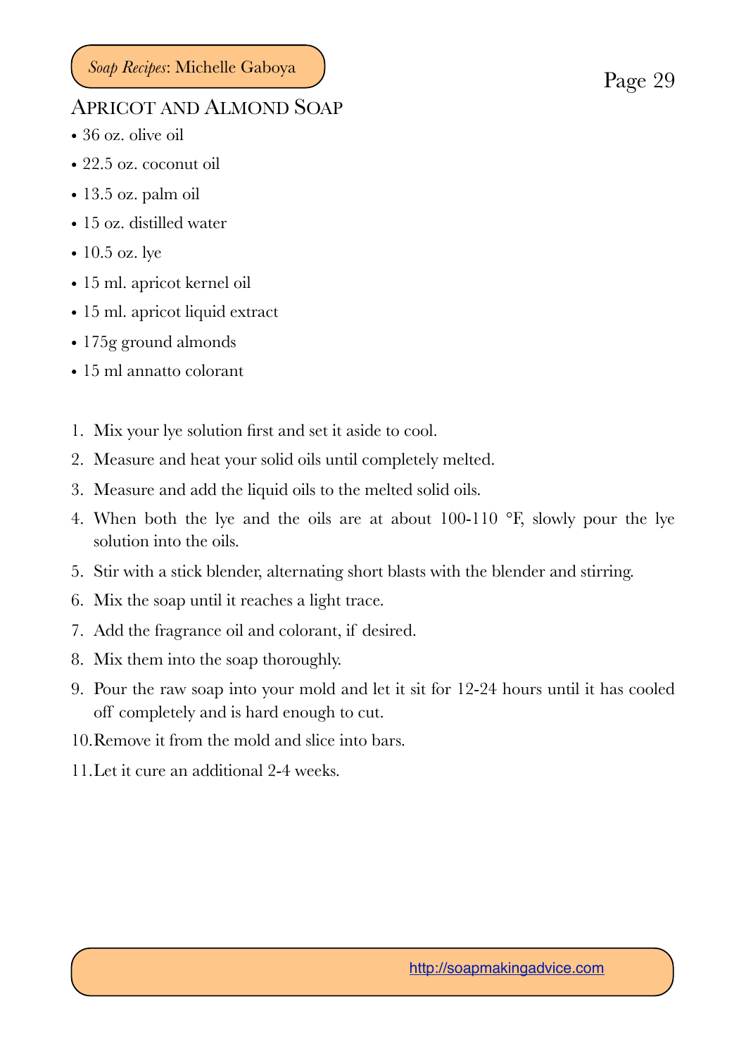## Apricot and Almond Soap

- 36 oz. olive oil
- 22.5 oz. coconut oil
- 13.5 oz. palm oil
- 15 oz. distilled water
- 10.5 oz. lye
- 15 ml. apricot kernel oil
- 15 ml. apricot liquid extract
- 175g ground almonds
- 15 ml annatto colorant

1. Mix your lye solution first and set it aside to cool.
2. Measure and heat your solid oils until completely melted.
3. Measure and add the liquid oils to the melted solid oils.
4. When both the lye and the oils are at about 100-110 °F, slowly pour the lye solution into the oils.
5. Stir with a stick blender, alternating short blasts with the blender and stirring.
6. Mix the soap until it reaches a light trace.
7. Add the fragrance oil and colorant, if desired.
8. Mix them into the soap thoroughly.
9. Pour the raw soap into your mold and let it sit for 12-24 hours until it has cooled off completely and is hard enough to cut.
10. Remove it from the mold and slice into bars.
11. Let it cure an additional 2-4 weeks.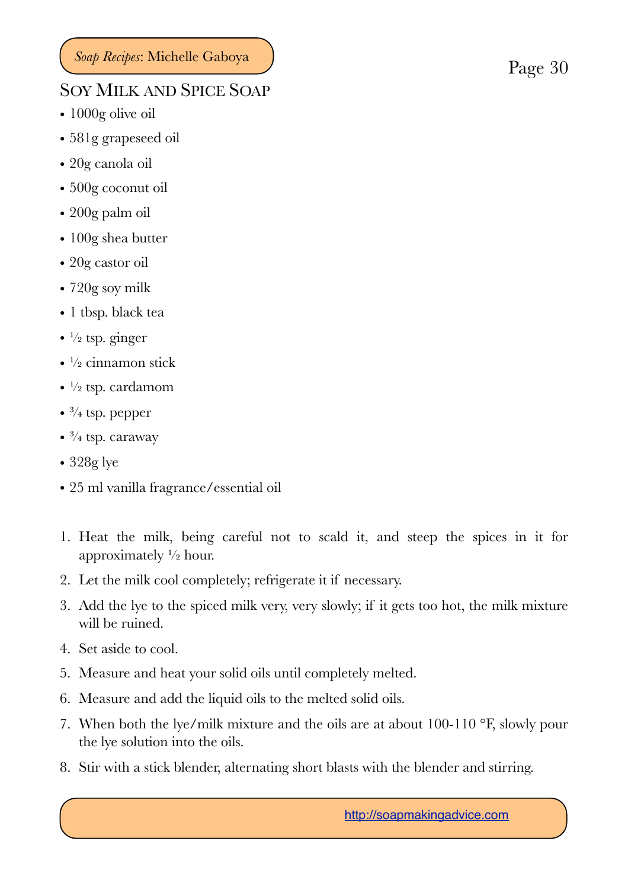## Soy Milk and Spice Soap

- 1000g olive oil
- 581g grapeseed oil
- 20g canola oil
- 500g coconut oil
- 200g palm oil
- 100g shea butter
- 20g castor oil
- 720g soy milk
- 1 tbsp. black tea
- ½ tsp. ginger
- ½ cinnamon stick
- ½ tsp. cardamom
- ¾ tsp. pepper
- ¾ tsp. caraway
- 328g lye
- 25 ml vanilla fragrance/essential oil

1. Heat the milk, being careful not to scald it, and steep the spices in it for approximately ½ hour.
2. Let the milk cool completely; refrigerate it if necessary.
3. Add the lye to the spiced milk very, very slowly; if it gets too hot, the milk mixture will be ruined.
4. Set aside to cool.
5. Measure and heat your solid oils until completely melted.
6. Measure and add the liquid oils to the melted solid oils.
7. When both the lye/milk mixture and the oils are at about 100-110 °F, slowly pour the lye solution into the oils.
8. Stir with a stick blender, alternating short blasts with the blender and stirring.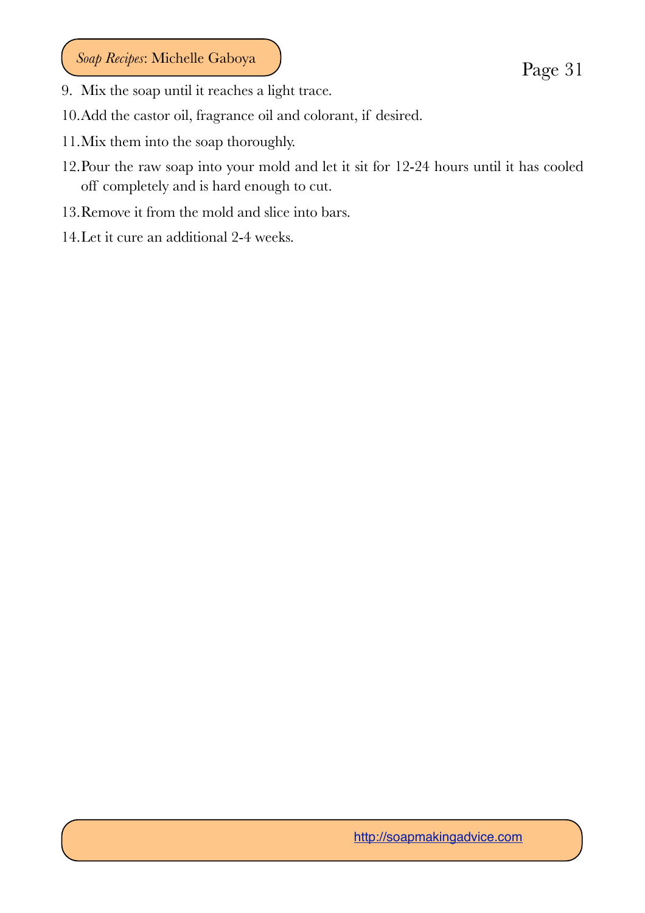9. Mix the soap until it reaches a light trace.
10. Add the castor oil, fragrance oil and colorant, if desired.
11. Mix them into the soap thoroughly.
12. Pour the raw soap into your mold and let it sit for 12-24 hours until it has cooled off completely and is hard enough to cut.
13. Remove it from the mold and slice into bars.
14. Let it cure an additional 2-4 weeks.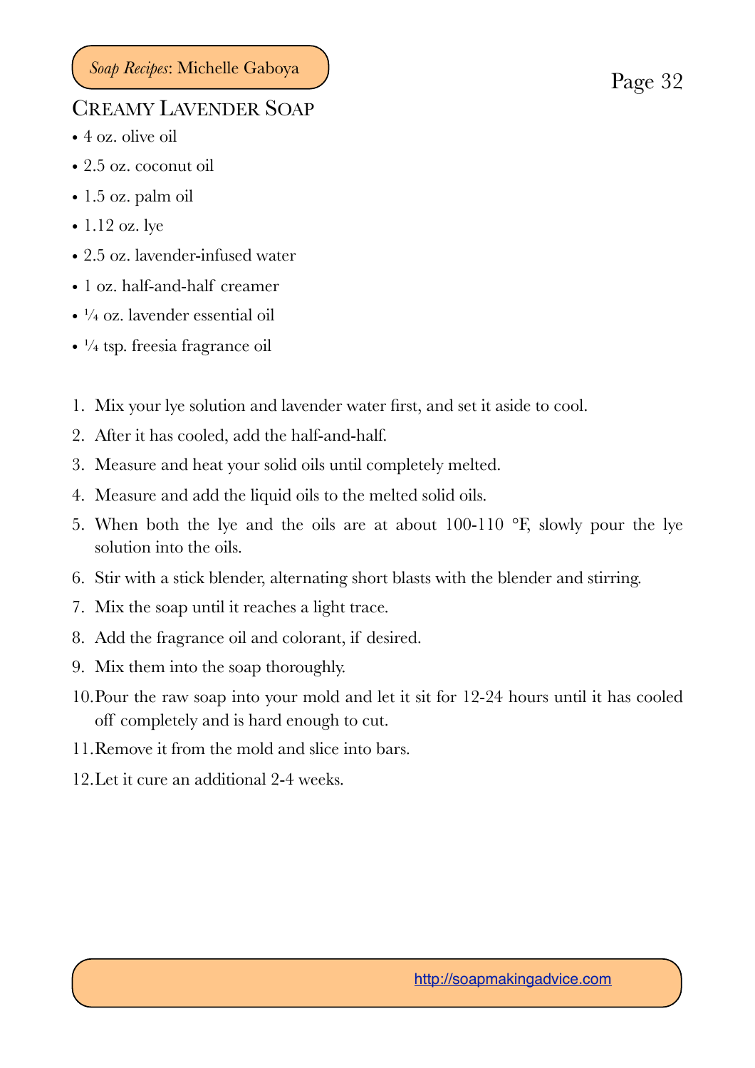## Creamy Lavender Soap

- 4 oz. olive oil
- 2.5 oz. coconut oil
- 1.5 oz. palm oil
- 1.12 oz. lye
- 2.5 oz. lavender-infused water
- 1 oz. half-and-half creamer
- ¼ oz. lavender essential oil
- ¼ tsp. freesia fragrance oil

1. Mix your lye solution and lavender water first, and set it aside to cool.
2. After it has cooled, add the half-and-half.
3. Measure and heat your solid oils until completely melted.
4. Measure and add the liquid oils to the melted solid oils.
5. When both the lye and the oils are at about 100-110 °F, slowly pour the lye solution into the oils.
6. Stir with a stick blender, alternating short blasts with the blender and stirring.
7. Mix the soap until it reaches a light trace.
8. Add the fragrance oil and colorant, if desired.
9. Mix them into the soap thoroughly.
10. Pour the raw soap into your mold and let it sit for 12-24 hours until it has cooled off completely and is hard enough to cut.
11. Remove it from the mold and slice into bars.
12. Let it cure an additional 2-4 weeks.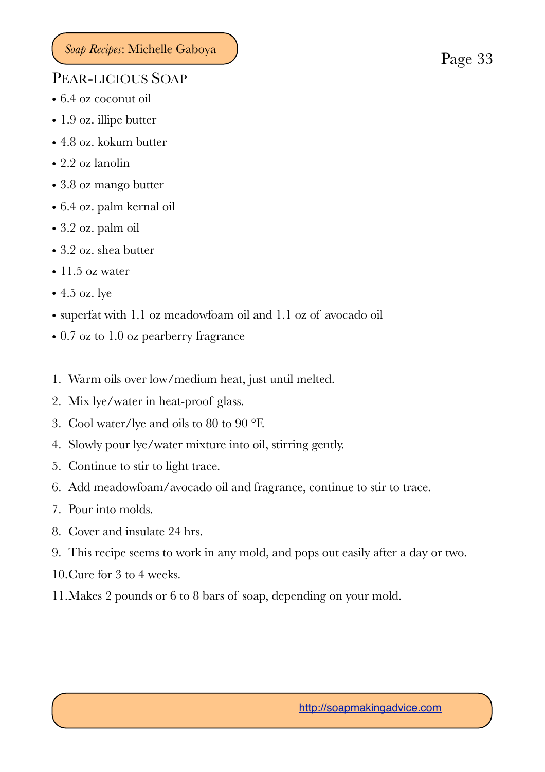## Pear-licious Soap

- 6.4 oz coconut oil
- 1.9 oz. illipe butter
- 4.8 oz. kokum butter
- 2.2 oz lanolin
- 3.8 oz mango butter
- 6.4 oz. palm kernal oil
- 3.2 oz. palm oil
- 3.2 oz. shea butter
- 11.5 oz water
- 4.5 oz. lye
- superfat with 1.1 oz meadowfoam oil and 1.1 oz of avocado oil
- 0.7 oz to 1.0 oz pearberry fragrance

1. Warm oils over low/medium heat, just until melted.
2. Mix lye/water in heat-proof glass.
3. Cool water/lye and oils to 80 to 90 °F.
4. Slowly pour lye/water mixture into oil, stirring gently.
5. Continue to stir to light trace.
6. Add meadowfoam/avocado oil and fragrance, continue to stir to trace.
7. Pour into molds.
8. Cover and insulate 24 hrs.
9. This recipe seems to work in any mold, and pops out easily after a day or two.
10. Cure for 3 to 4 weeks.
11. Makes 2 pounds or 6 to 8 bars of soap, depending on your mold.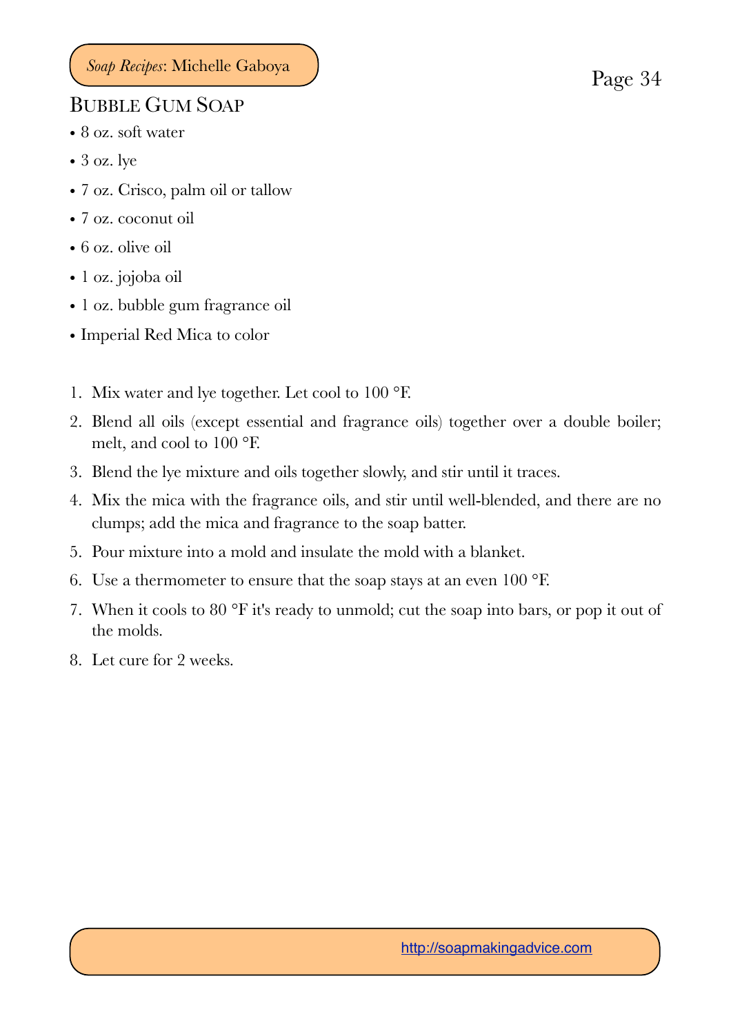## Bubble Gum Soap

- 8 oz. soft water
- 3 oz. lye
- 7 oz. Crisco, palm oil or tallow
- 7 oz. coconut oil
- 6 oz. olive oil
- 1 oz. jojoba oil
- 1 oz. bubble gum fragrance oil
- Imperial Red Mica to color

1. Mix water and lye together. Let cool to 100 °F.
2. Blend all oils (except essential and fragrance oils) together over a double boiler; melt, and cool to 100 °F.
3. Blend the lye mixture and oils together slowly, and stir until it traces.
4. Mix the mica with the fragrance oils, and stir until well-blended, and there are no clumps; add the mica and fragrance to the soap batter.
5. Pour mixture into a mold and insulate the mold with a blanket.
6. Use a thermometer to ensure that the soap stays at an even 100 °F.
7. When it cools to 80 °F it's ready to unmold; cut the soap into bars, or pop it out of the molds.
8. Let cure for 2 weeks.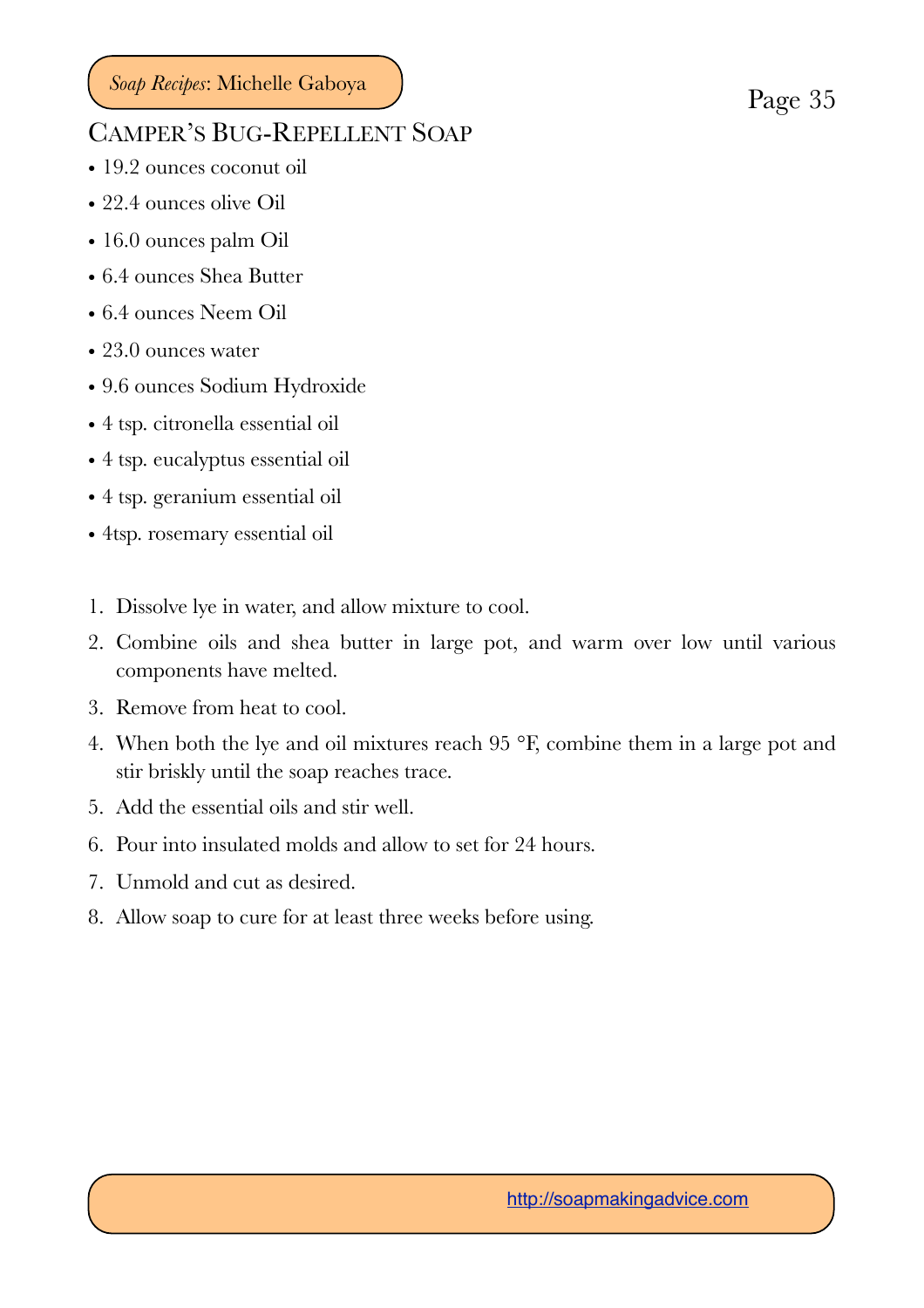## Camper's Bug-Repellent Soap

- 19.2 ounces coconut oil
- 22.4 ounces olive Oil
- 16.0 ounces palm Oil
- 6.4 ounces Shea Butter
- 6.4 ounces Neem Oil
- 23.0 ounces water
- 9.6 ounces Sodium Hydroxide
- 4 tsp. citronella essential oil
- 4 tsp. eucalyptus essential oil
- 4 tsp. geranium essential oil
- 4tsp. rosemary essential oil

1. Dissolve lye in water, and allow mixture to cool.
2. Combine oils and shea butter in large pot, and warm over low until various components have melted.
3. Remove from heat to cool.
4. When both the lye and oil mixtures reach 95 °F, combine them in a large pot and stir briskly until the soap reaches trace.
5. Add the essential oils and stir well.
6. Pour into insulated molds and allow to set for 24 hours.
7. Unmold and cut as desired.
8. Allow soap to cure for at least three weeks before using.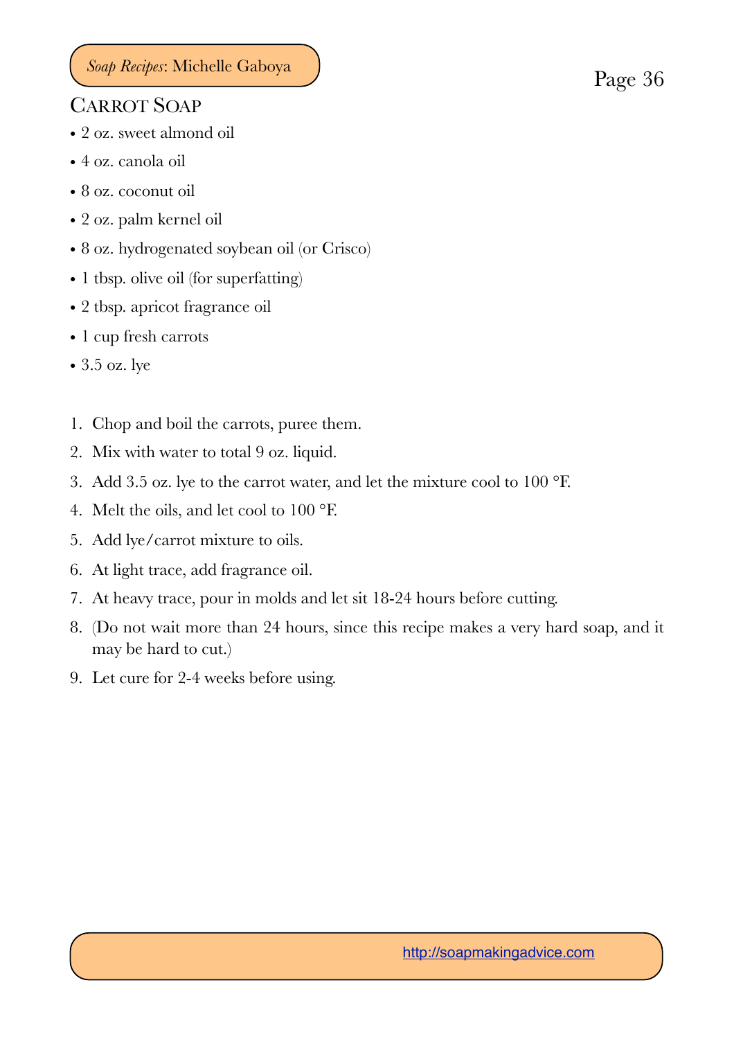## Carrot Soap

- 2 oz. sweet almond oil
- 4 oz. canola oil
- 8 oz. coconut oil
- 2 oz. palm kernel oil
- 8 oz. hydrogenated soybean oil (or Crisco)
- 1 tbsp. olive oil (for superfatting)
- 2 tbsp. apricot fragrance oil
- 1 cup fresh carrots
- 3.5 oz. lye

1. Chop and boil the carrots, puree them.
2. Mix with water to total 9 oz. liquid.
3. Add 3.5 oz. lye to the carrot water, and let the mixture cool to 100 °F.
4. Melt the oils, and let cool to 100 °F.
5. Add lye/carrot mixture to oils.
6. At light trace, add fragrance oil.
7. At heavy trace, pour in molds and let sit 18-24 hours before cutting.
8. (Do not wait more than 24 hours, since this recipe makes a very hard soap, and it may be hard to cut.)
9. Let cure for 2-4 weeks before using.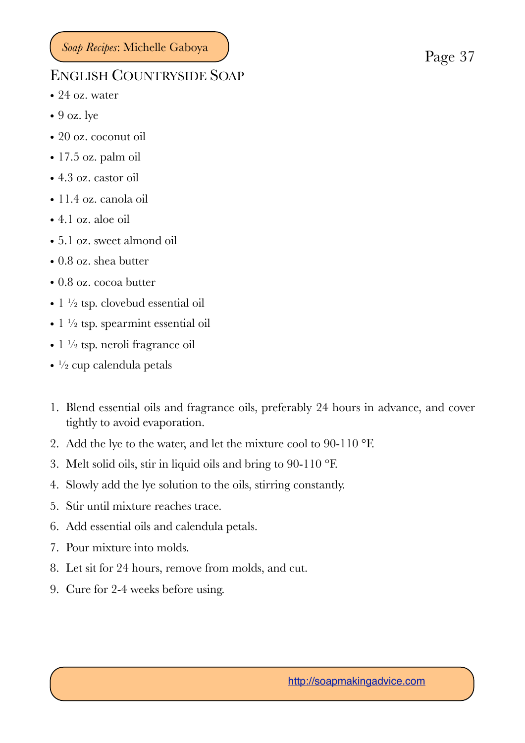## English Countryside Soap

- 24 oz. water
- 9 oz. lye
- 20 oz. coconut oil
- 17.5 oz. palm oil
- 4.3 oz. castor oil
- 11.4 oz. canola oil
- 4.1 oz. aloe oil
- 5.1 oz. sweet almond oil
- 0.8 oz. shea butter
- 0.8 oz. cocoa butter
- 1 ½ tsp. clovebud essential oil
- 1 ½ tsp. spearmint essential oil
- 1 ½ tsp. neroli fragrance oil
- ½ cup calendula petals

1. Blend essential oils and fragrance oils, preferably 24 hours in advance, and cover tightly to avoid evaporation.
2. Add the lye to the water, and let the mixture cool to 90-110 °F.
3. Melt solid oils, stir in liquid oils and bring to 90-110 °F.
4. Slowly add the lye solution to the oils, stirring constantly.
5. Stir until mixture reaches trace.
6. Add essential oils and calendula petals.
7. Pour mixture into molds.
8. Let sit for 24 hours, remove from molds, and cut.
9. Cure for 2-4 weeks before using.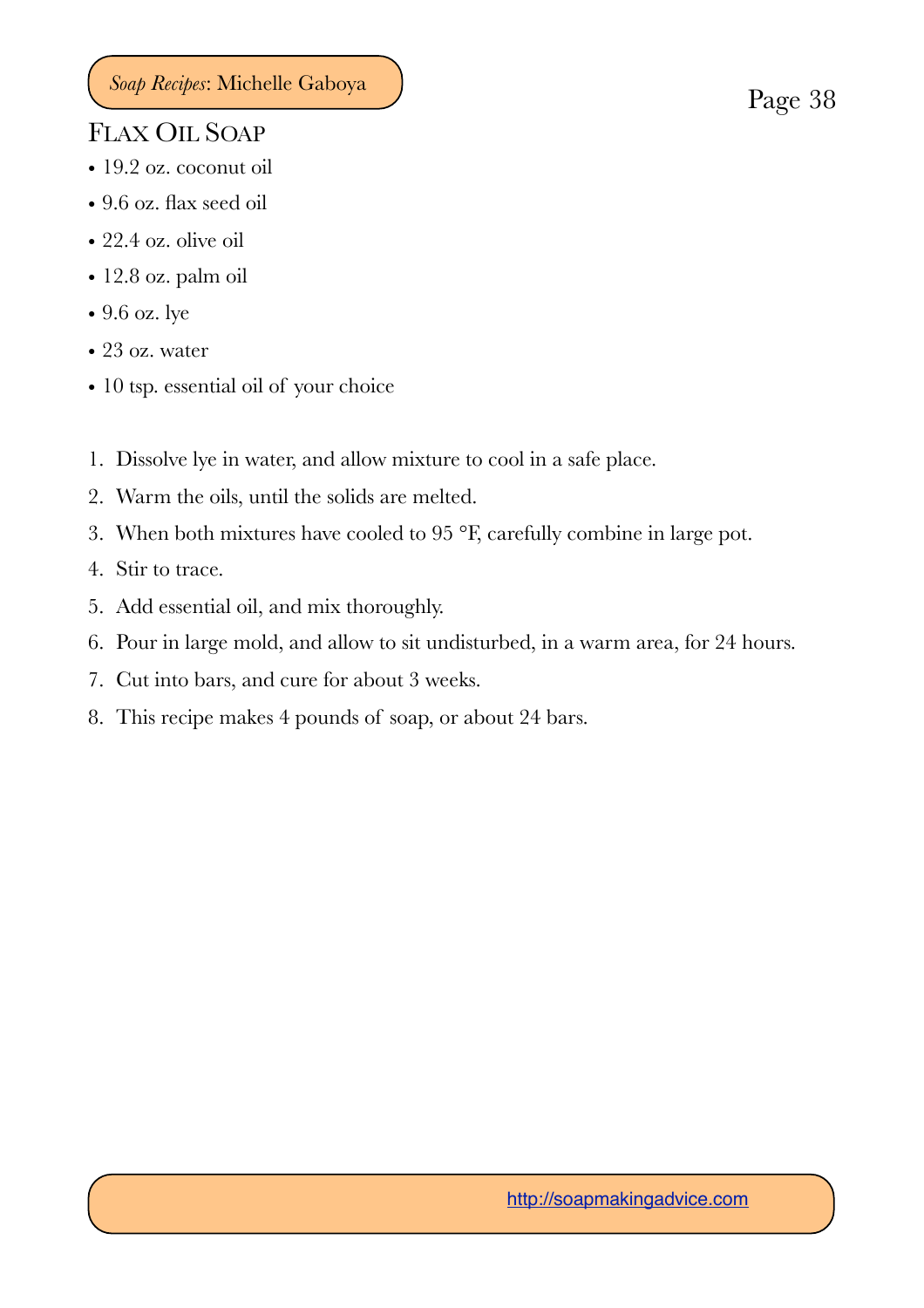## Flax Oil Soap

- 19.2 oz. coconut oil
- 9.6 oz. flax seed oil
- 22.4 oz. olive oil
- 12.8 oz. palm oil
- 9.6 oz. lye
- 23 oz. water
- 10 tsp. essential oil of your choice

1. Dissolve lye in water, and allow mixture to cool in a safe place.
2. Warm the oils, until the solids are melted.
3. When both mixtures have cooled to 95 °F, carefully combine in large pot.
4. Stir to trace.
5. Add essential oil, and mix thoroughly.
6. Pour in large mold, and allow to sit undisturbed, in a warm area, for 24 hours.
7. Cut into bars, and cure for about 3 weeks.
8. This recipe makes 4 pounds of soap, or about 24 bars.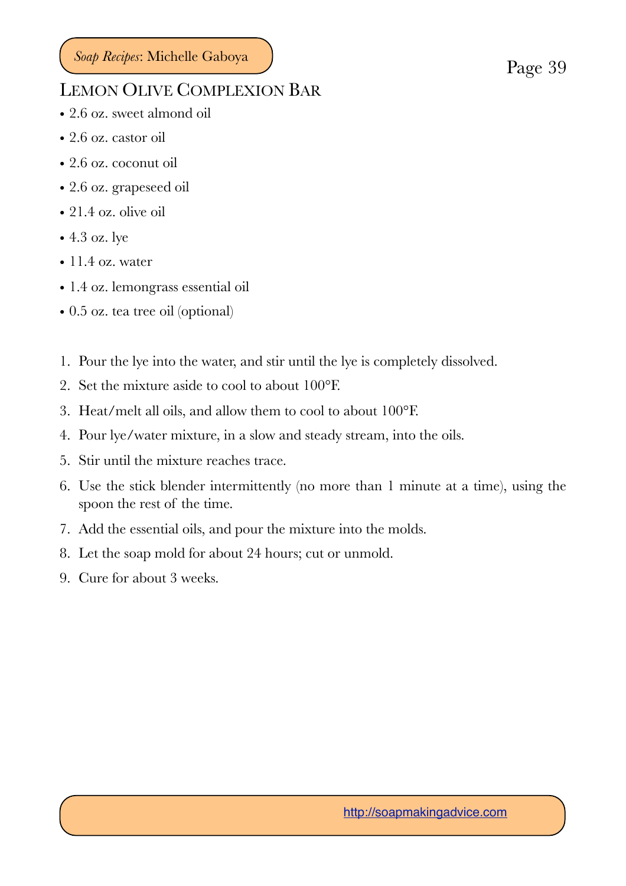## Lemon Olive Complexion Bar

- 2.6 oz. sweet almond oil
- 2.6 oz. castor oil
- 2.6 oz. coconut oil
- 2.6 oz. grapeseed oil
- 21.4 oz. olive oil
- 4.3 oz. lye
- 11.4 oz. water
- 1.4 oz. lemongrass essential oil
- 0.5 oz. tea tree oil (optional)

1. Pour the lye into the water, and stir until the lye is completely dissolved.
2. Set the mixture aside to cool to about 100°F.
3. Heat/melt all oils, and allow them to cool to about 100°F.
4. Pour lye/water mixture, in a slow and steady stream, into the oils.
5. Stir until the mixture reaches trace.
6. Use the stick blender intermittently (no more than 1 minute at a time), using the spoon the rest of the time.
7. Add the essential oils, and pour the mixture into the molds.
8. Let the soap mold for about 24 hours; cut or unmold.
9. Cure for about 3 weeks.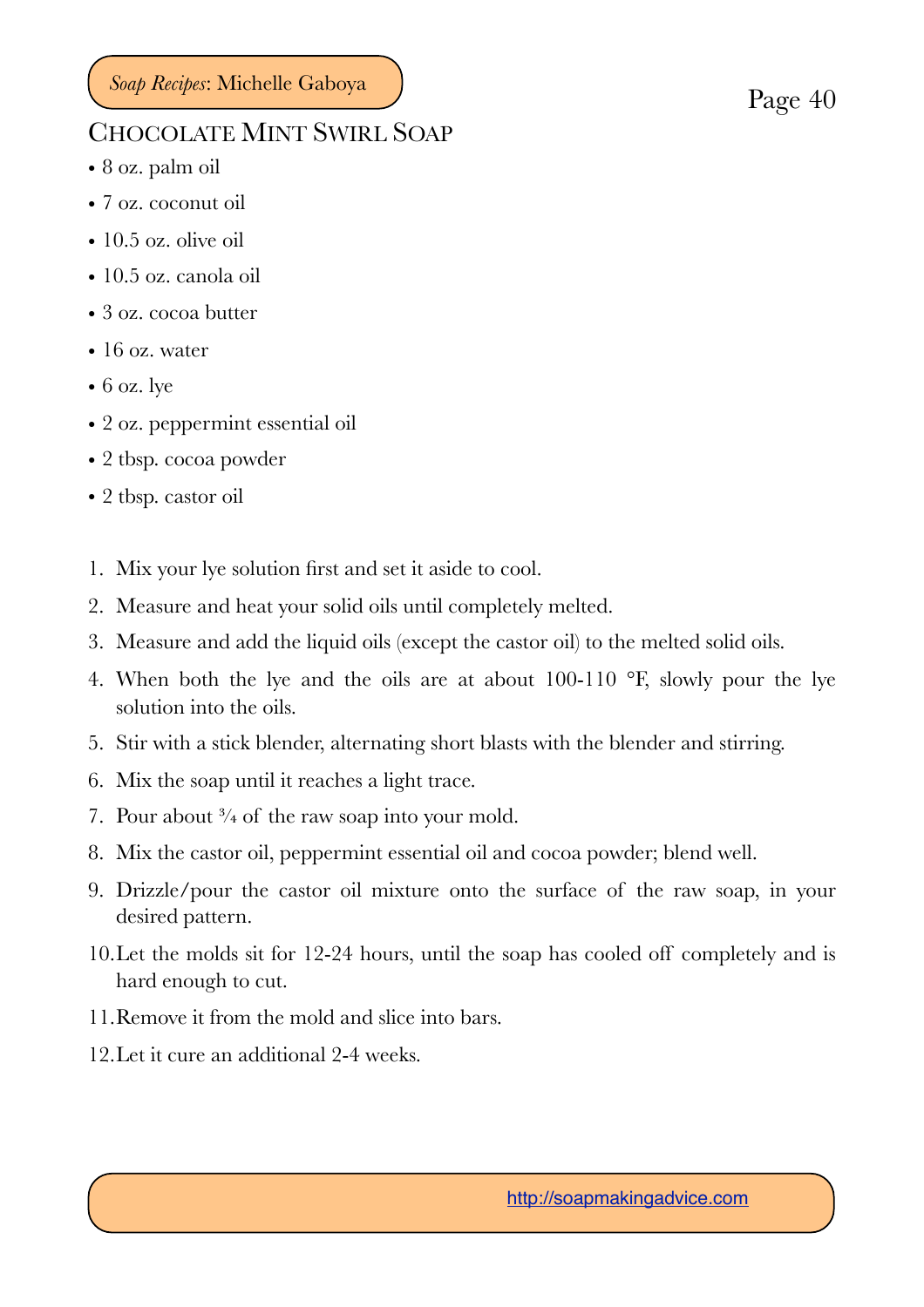## Chocolate Mint Swirl Soap

- 8 oz. palm oil
- 7 oz. coconut oil
- 10.5 oz. olive oil
- 10.5 oz. canola oil
- 3 oz. cocoa butter
- 16 oz. water
- 6 oz. lye
- 2 oz. peppermint essential oil
- 2 tbsp. cocoa powder
- 2 tbsp. castor oil

1. Mix your lye solution first and set it aside to cool.
2. Measure and heat your solid oils until completely melted.
3. Measure and add the liquid oils (except the castor oil) to the melted solid oils.
4. When both the lye and the oils are at about 100-110 °F, slowly pour the lye solution into the oils.
5. Stir with a stick blender, alternating short blasts with the blender and stirring.
6. Mix the soap until it reaches a light trace.
7. Pour about ¾ of the raw soap into your mold.
8. Mix the castor oil, peppermint essential oil and cocoa powder; blend well.
9. Drizzle/pour the castor oil mixture onto the surface of the raw soap, in your desired pattern.
10. Let the molds sit for 12-24 hours, until the soap has cooled off completely and is hard enough to cut.
11. Remove it from the mold and slice into bars.
12. Let it cure an additional 2-4 weeks.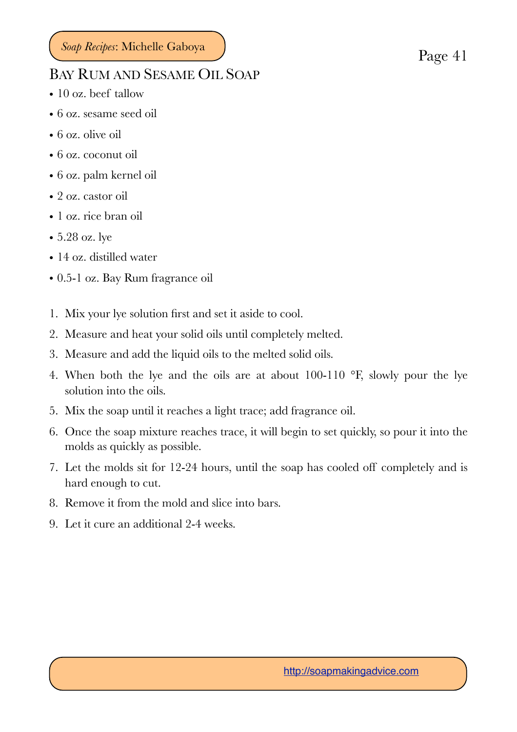## Bay Rum and Sesame Oil Soap

- 10 oz. beef tallow
- 6 oz. sesame seed oil
- 6 oz. olive oil
- 6 oz. coconut oil
- 6 oz. palm kernel oil
- 2 oz. castor oil
- 1 oz. rice bran oil
- 5.28 oz. lye
- 14 oz. distilled water
- 0.5-1 oz. Bay Rum fragrance oil

1. Mix your lye solution first and set it aside to cool.
2. Measure and heat your solid oils until completely melted.
3. Measure and add the liquid oils to the melted solid oils.
4. When both the lye and the oils are at about 100-110 °F, slowly pour the lye solution into the oils.
5. Mix the soap until it reaches a light trace; add fragrance oil.
6. Once the soap mixture reaches trace, it will begin to set quickly, so pour it into the molds as quickly as possible.
7. Let the molds sit for 12-24 hours, until the soap has cooled off completely and is hard enough to cut.
8. Remove it from the mold and slice into bars.
9. Let it cure an additional 2-4 weeks.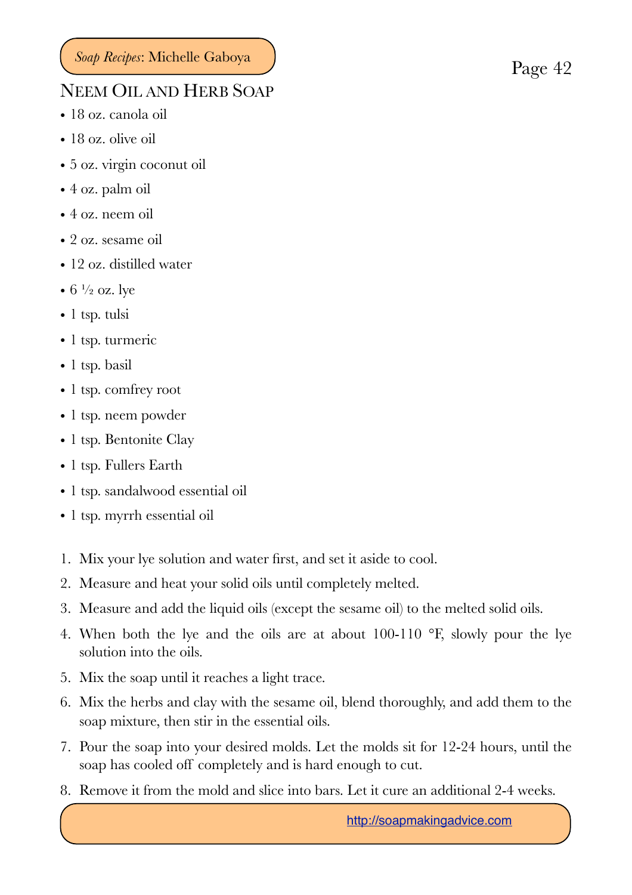## Neem Oil and Herb Soap

- 18 oz. canola oil
- 18 oz. olive oil
- 5 oz. virgin coconut oil
- 4 oz. palm oil
- 4 oz. neem oil
- 2 oz. sesame oil
- 12 oz. distilled water
- 6 ½ oz. lye
- 1 tsp. tulsi
- 1 tsp. turmeric
- 1 tsp. basil
- 1 tsp. comfrey root
- 1 tsp. neem powder
- 1 tsp. Bentonite Clay
- 1 tsp. Fullers Earth
- 1 tsp. sandalwood essential oil
- 1 tsp. myrrh essential oil

1. Mix your lye solution and water first, and set it aside to cool.
2. Measure and heat your solid oils until completely melted.
3. Measure and add the liquid oils (except the sesame oil) to the melted solid oils.
4. When both the lye and the oils are at about 100-110 °F, slowly pour the lye solution into the oils.
5. Mix the soap until it reaches a light trace.
6. Mix the herbs and clay with the sesame oil, blend thoroughly, and add them to the soap mixture, then stir in the essential oils.
7. Pour the soap into your desired molds. Let the molds sit for 12-24 hours, until the soap has cooled off completely and is hard enough to cut.
8. Remove it from the mold and slice into bars. Let it cure an additional 2-4 weeks.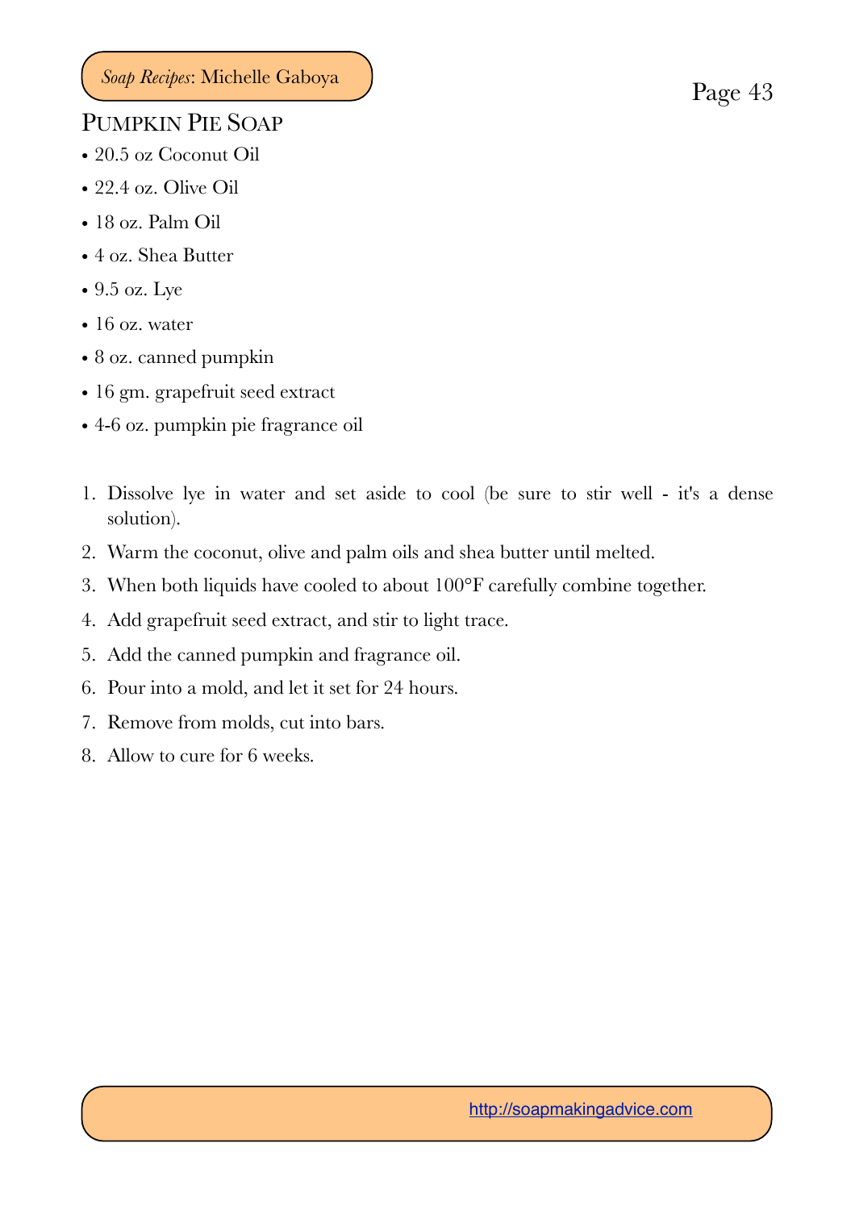## Pumpkin Pie Soap

- 20.5 oz Coconut Oil
- 22.4 oz. Olive Oil
- 18 oz. Palm Oil
- 4 oz. Shea Butter
- 9.5 oz. Lye
- 16 oz. water
- 8 oz. canned pumpkin
- 16 gm. grapefruit seed extract
- 4-6 oz. pumpkin pie fragrance oil

1. Dissolve lye in water and set aside to cool (be sure to stir well - it's a dense solution).
2. Warm the coconut, olive and palm oils and shea butter until melted.
3. When both liquids have cooled to about 100°F carefully combine together.
4. Add grapefruit seed extract, and stir to light trace.
5. Add the canned pumpkin and fragrance oil.
6. Pour into a mold, and let it set for 24 hours.
7. Remove from molds, cut into bars.
8. Allow to cure for 6 weeks.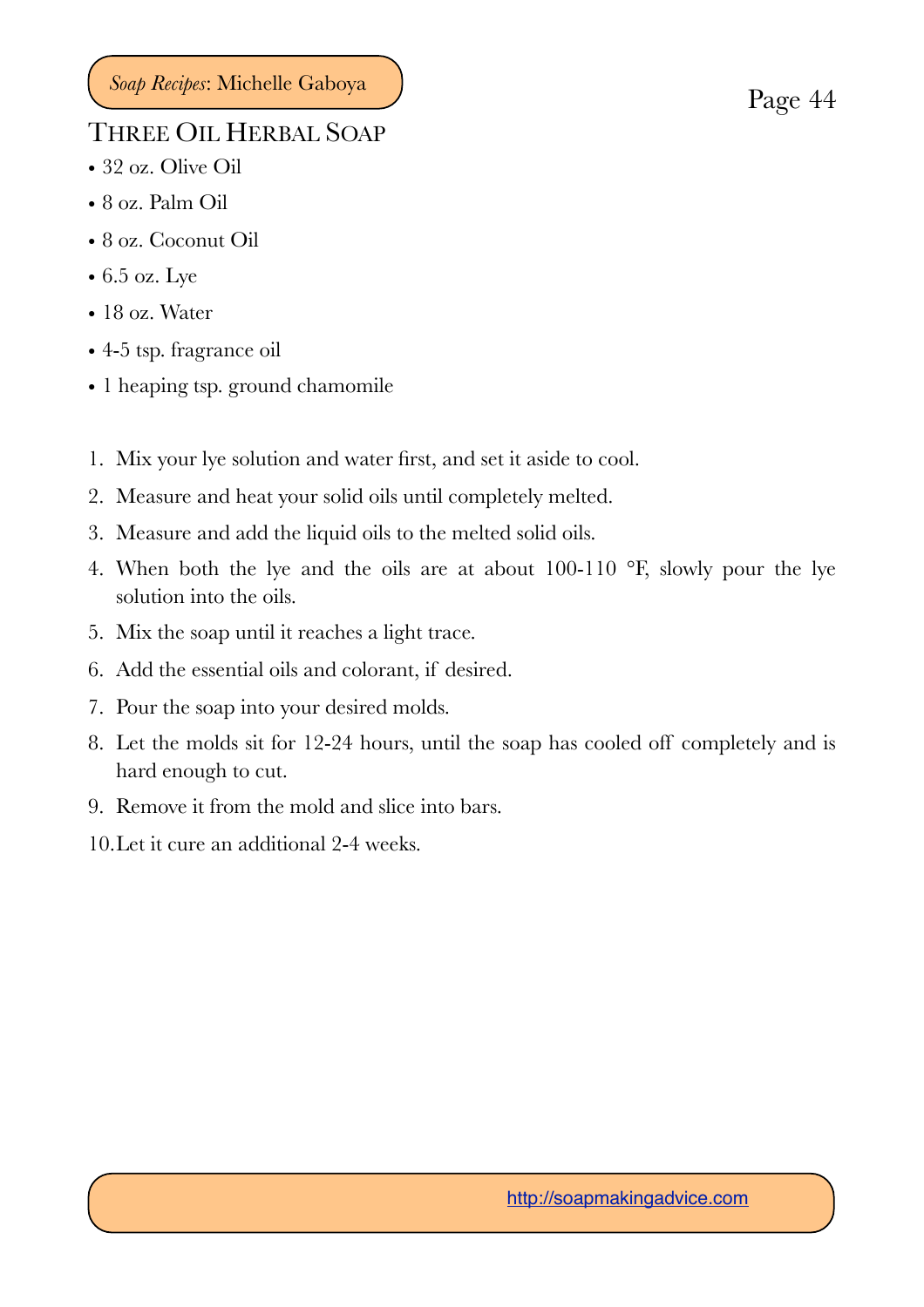## Three Oil Herbal Soap

- 32 oz. Olive Oil
- 8 oz. Palm Oil
- 8 oz. Coconut Oil
- 6.5 oz. Lye
- 18 oz. Water
- 4-5 tsp. fragrance oil
- 1 heaping tsp. ground chamomile

1. Mix your lye solution and water first, and set it aside to cool.
2. Measure and heat your solid oils until completely melted.
3. Measure and add the liquid oils to the melted solid oils.
4. When both the lye and the oils are at about 100-110 °F, slowly pour the lye solution into the oils.
5. Mix the soap until it reaches a light trace.
6. Add the essential oils and colorant, if desired.
7. Pour the soap into your desired molds.
8. Let the molds sit for 12-24 hours, until the soap has cooled off completely and is hard enough to cut.
9. Remove it from the mold and slice into bars.
10. Let it cure an additional 2-4 weeks.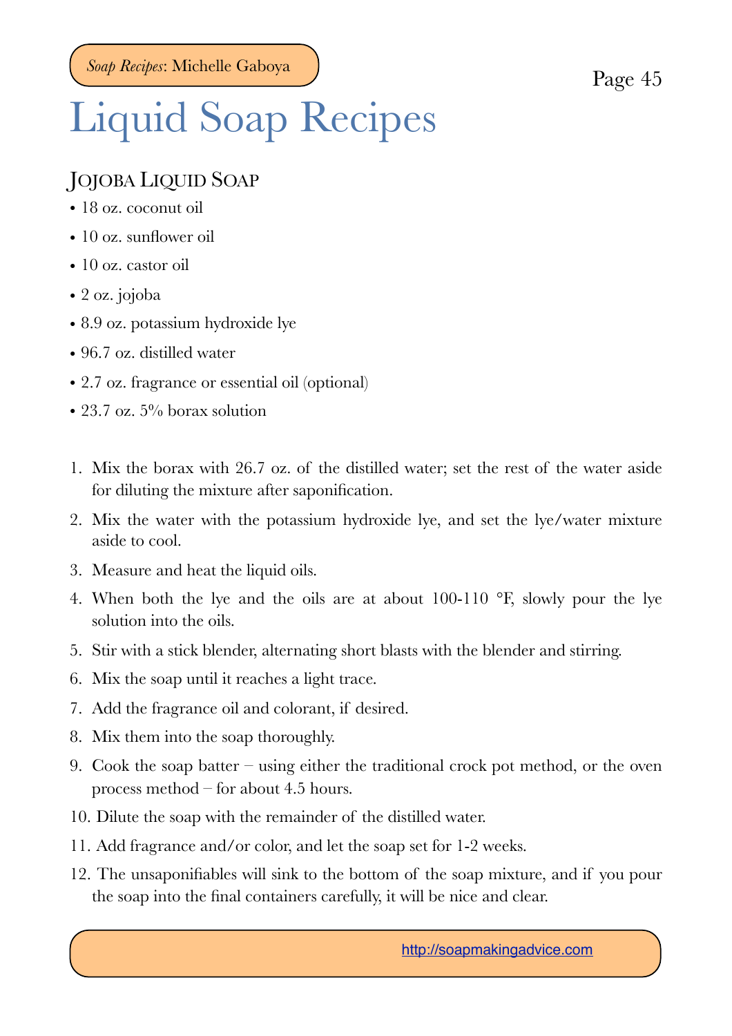# Liquid Soap Recipes

## Jojoba Liquid Soap

- 18 oz. coconut oil
- 10 oz. sunflower oil
- 10 oz. castor oil
- 2 oz. jojoba
- 8.9 oz. potassium hydroxide lye
- 96.7 oz. distilled water
- 2.7 oz. fragrance or essential oil (optional)
- 23.7 oz. 5% borax solution

1. Mix the borax with 26.7 oz. of the distilled water; set the rest of the water aside for diluting the mixture after saponification.
2. Mix the water with the potassium hydroxide lye, and set the lye/water mixture aside to cool.
3. Measure and heat the liquid oils.
4. When both the lye and the oils are at about 100-110 °F, slowly pour the lye solution into the oils.
5. Stir with a stick blender, alternating short blasts with the blender and stirring.
6. Mix the soap until it reaches a light trace.
7. Add the fragrance oil and colorant, if desired.
8. Mix them into the soap thoroughly.
9. Cook the soap batter – using either the traditional crock pot method, or the oven process method – for about 4.5 hours.
10. Dilute the soap with the remainder of the distilled water.
11. Add fragrance and/or color, and let the soap set for 1-2 weeks.
12. The unsaponifiables will sink to the bottom of the soap mixture, and if you pour the soap into the final containers carefully, it will be nice and clear.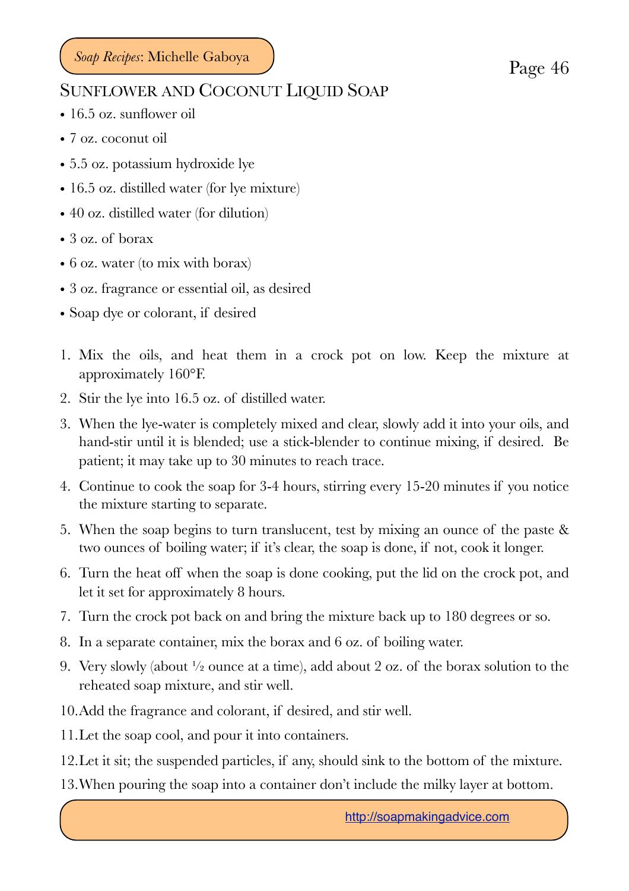## Sunflower and Coconut Liquid Soap

- 16.5 oz. sunflower oil
- 7 oz. coconut oil
- 5.5 oz. potassium hydroxide lye
- 16.5 oz. distilled water (for lye mixture)
- 40 oz. distilled water (for dilution)
- 3 oz. of borax
- 6 oz. water (to mix with borax)
- 3 oz. fragrance or essential oil, as desired
- Soap dye or colorant, if desired

1. Mix the oils, and heat them in a crock pot on low. Keep the mixture at approximately 160°F.
2. Stir the lye into 16.5 oz. of distilled water.
3. When the lye-water is completely mixed and clear, slowly add it into your oils, and hand-stir until it is blended; use a stick-blender to continue mixing, if desired. Be patient; it may take up to 30 minutes to reach trace.
4. Continue to cook the soap for 3-4 hours, stirring every 15-20 minutes if you notice the mixture starting to separate.
5. When the soap begins to turn translucent, test by mixing an ounce of the paste & two ounces of boiling water; if it's clear, the soap is done, if not, cook it longer.
6. Turn the heat off when the soap is done cooking, put the lid on the crock pot, and let it set for approximately 8 hours.
7. Turn the crock pot back on and bring the mixture back up to 180 degrees or so.
8. In a separate container, mix the borax and 6 oz. of boiling water.
9. Very slowly (about ½ ounce at a time), add about 2 oz. of the borax solution to the reheated soap mixture, and stir well.
10. Add the fragrance and colorant, if desired, and stir well.
11. Let the soap cool, and pour it into containers.
12. Let it sit; the suspended particles, if any, should sink to the bottom of the mixture.
13. When pouring the soap into a container don't include the milky layer at bottom.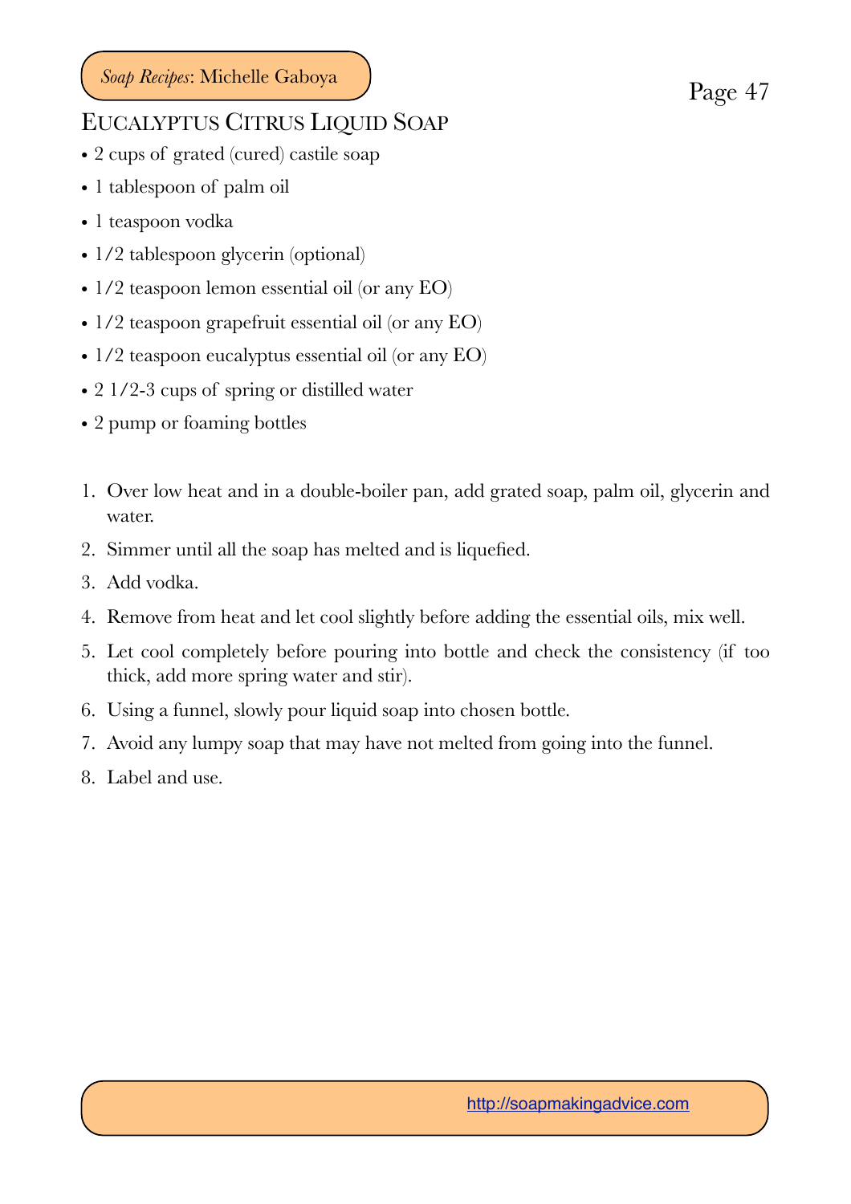## Eucalyptus Citrus Liquid Soap

- 2 cups of grated (cured) castile soap
- 1 tablespoon of palm oil
- 1 teaspoon vodka
- 1/2 tablespoon glycerin (optional)
- 1/2 teaspoon lemon essential oil (or any EO)
- 1/2 teaspoon grapefruit essential oil (or any EO)
- 1/2 teaspoon eucalyptus essential oil (or any EO)
- 2 1/2-3 cups of spring or distilled water
- 2 pump or foaming bottles

1. Over low heat and in a double-boiler pan, add grated soap, palm oil, glycerin and water.
2. Simmer until all the soap has melted and is liquefied.
3. Add vodka.
4. Remove from heat and let cool slightly before adding the essential oils, mix well.
5. Let cool completely before pouring into bottle and check the consistency (if too thick, add more spring water and stir).
6. Using a funnel, slowly pour liquid soap into chosen bottle.
7. Avoid any lumpy soap that may have not melted from going into the funnel.
8. Label and use.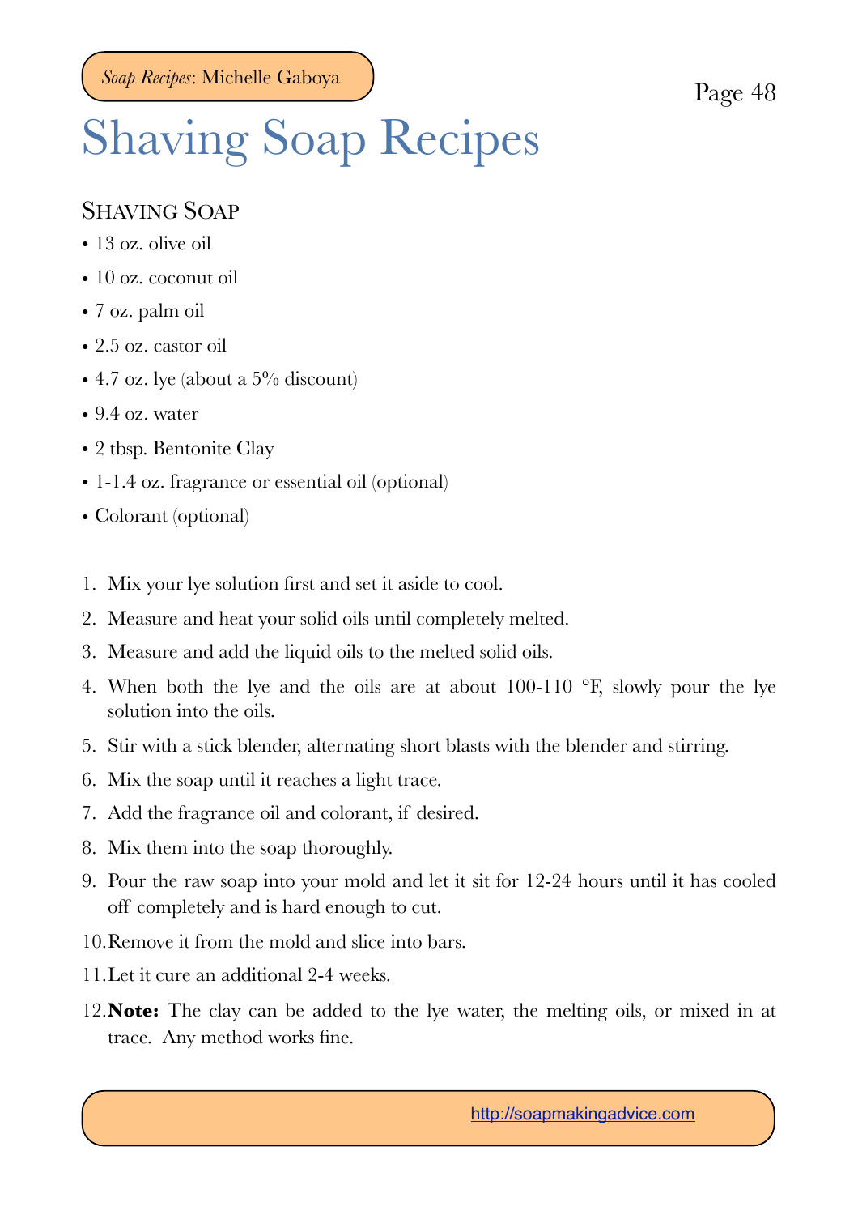# Shaving Soap Recipes

## Shaving Soap

- 13 oz. olive oil
- 10 oz. coconut oil
- 7 oz. palm oil
- 2.5 oz. castor oil
- 4.7 oz. lye (about a 5% discount)
- 9.4 oz. water
- 2 tbsp. Bentonite Clay
- 1-1.4 oz. fragrance or essential oil (optional)
- Colorant (optional)

1. Mix your lye solution first and set it aside to cool.
2. Measure and heat your solid oils until completely melted.
3. Measure and add the liquid oils to the melted solid oils.
4. When both the lye and the oils are at about 100-110 °F, slowly pour the lye solution into the oils.
5. Stir with a stick blender, alternating short blasts with the blender and stirring.
6. Mix the soap until it reaches a light trace.
7. Add the fragrance oil and colorant, if desired.
8. Mix them into the soap thoroughly.
9. Pour the raw soap into your mold and let it sit for 12-24 hours until it has cooled off completely and is hard enough to cut.
10. Remove it from the mold and slice into bars.
11. Let it cure an additional 2-4 weeks.
12. **Note:** The clay can be added to the lye water, the melting oils, or mixed in at trace. Any method works fine.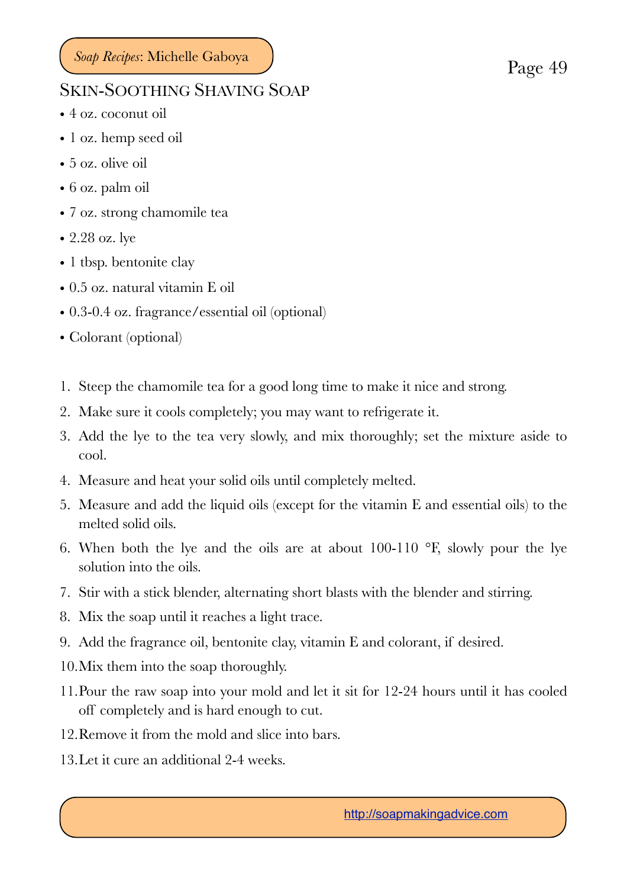## Skin-Soothing Shaving Soap

- 4 oz. coconut oil
- 1 oz. hemp seed oil
- 5 oz. olive oil
- 6 oz. palm oil
- 7 oz. strong chamomile tea
- 2.28 oz. lye
- 1 tbsp. bentonite clay
- 0.5 oz. natural vitamin E oil
- 0.3-0.4 oz. fragrance/essential oil (optional)
- Colorant (optional)

1. Steep the chamomile tea for a good long time to make it nice and strong.
2. Make sure it cools completely; you may want to refrigerate it.
3. Add the lye to the tea very slowly, and mix thoroughly; set the mixture aside to cool.
4. Measure and heat your solid oils until completely melted.
5. Measure and add the liquid oils (except for the vitamin E and essential oils) to the melted solid oils.
6. When both the lye and the oils are at about 100-110 °F, slowly pour the lye solution into the oils.
7. Stir with a stick blender, alternating short blasts with the blender and stirring.
8. Mix the soap until it reaches a light trace.
9. Add the fragrance oil, bentonite clay, vitamin E and colorant, if desired.
10. Mix them into the soap thoroughly.
11. Pour the raw soap into your mold and let it sit for 12-24 hours until it has cooled off completely and is hard enough to cut.
12. Remove it from the mold and slice into bars.
13. Let it cure an additional 2-4 weeks.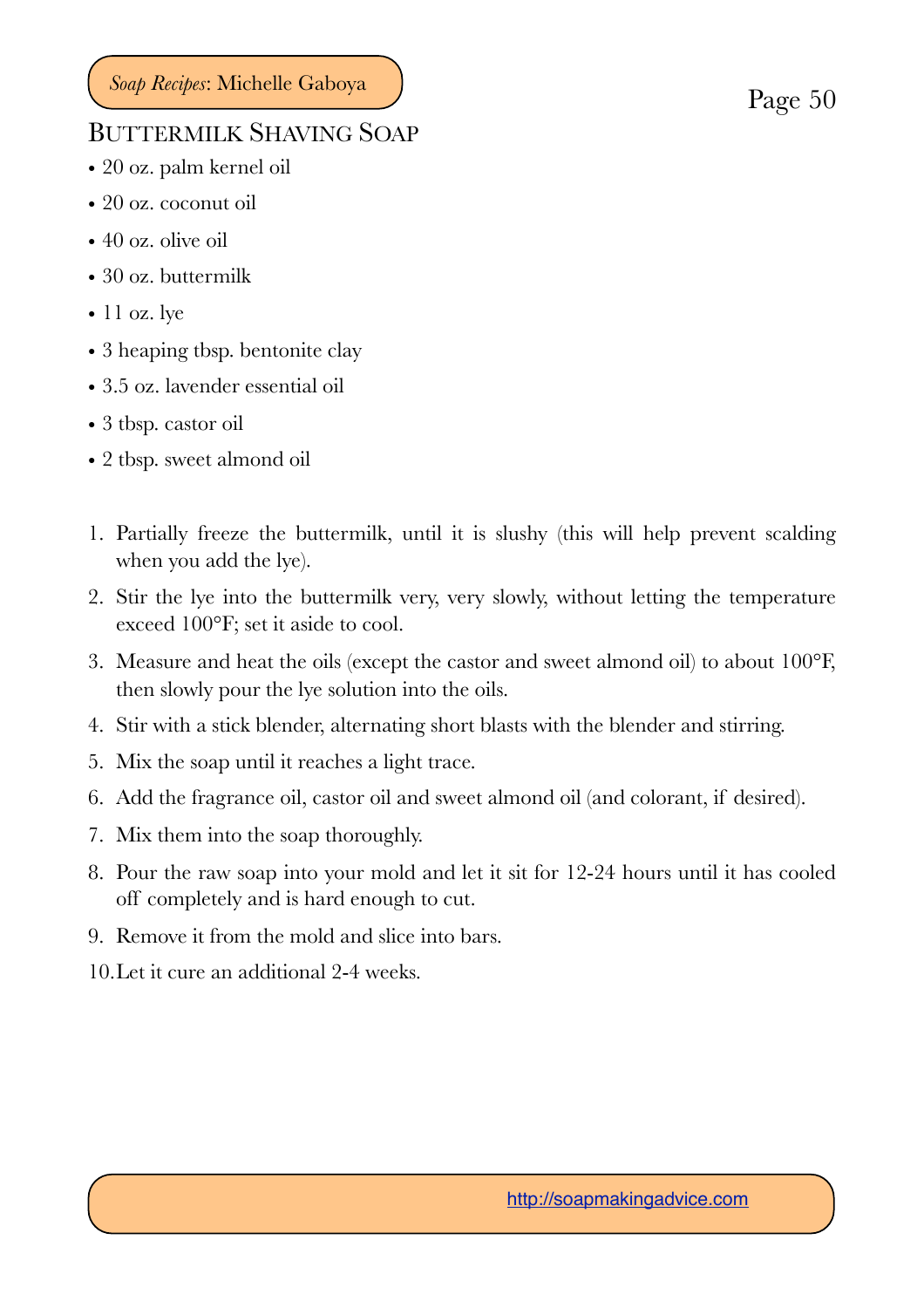## Buttermilk Shaving Soap

- 20 oz. palm kernel oil
- 20 oz. coconut oil
- 40 oz. olive oil
- 30 oz. buttermilk
- 11 oz. lye
- 3 heaping tbsp. bentonite clay
- 3.5 oz. lavender essential oil
- 3 tbsp. castor oil
- 2 tbsp. sweet almond oil

1. Partially freeze the buttermilk, until it is slushy (this will help prevent scalding when you add the lye).
2. Stir the lye into the buttermilk very, very slowly, without letting the temperature exceed 100°F; set it aside to cool.
3. Measure and heat the oils (except the castor and sweet almond oil) to about 100°F, then slowly pour the lye solution into the oils.
4. Stir with a stick blender, alternating short blasts with the blender and stirring.
5. Mix the soap until it reaches a light trace.
6. Add the fragrance oil, castor oil and sweet almond oil (and colorant, if desired).
7. Mix them into the soap thoroughly.
8. Pour the raw soap into your mold and let it sit for 12-24 hours until it has cooled off completely and is hard enough to cut.
9. Remove it from the mold and slice into bars.
10. Let it cure an additional 2-4 weeks.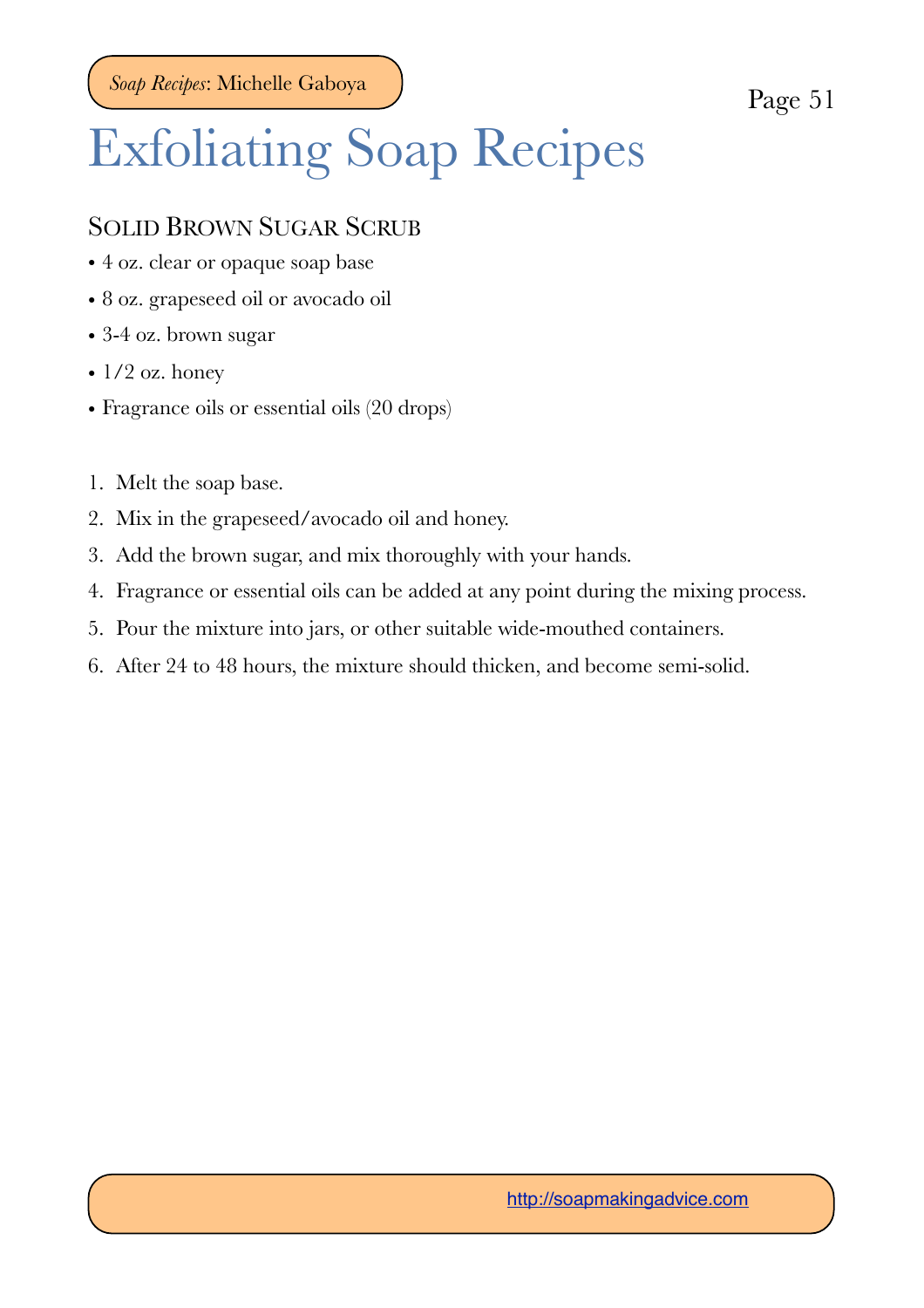# Exfoliating Soap Recipes

## Solid Brown Sugar Scrub

- 4 oz. clear or opaque soap base
- 8 oz. grapeseed oil or avocado oil
- 3-4 oz. brown sugar
- 1/2 oz. honey
- Fragrance oils or essential oils (20 drops)

1. Melt the soap base.
2. Mix in the grapeseed/avocado oil and honey.
3. Add the brown sugar, and mix thoroughly with your hands.
4. Fragrance or essential oils can be added at any point during the mixing process.
5. Pour the mixture into jars, or other suitable wide-mouthed containers.
6. After 24 to 48 hours, the mixture should thicken, and become semi-solid.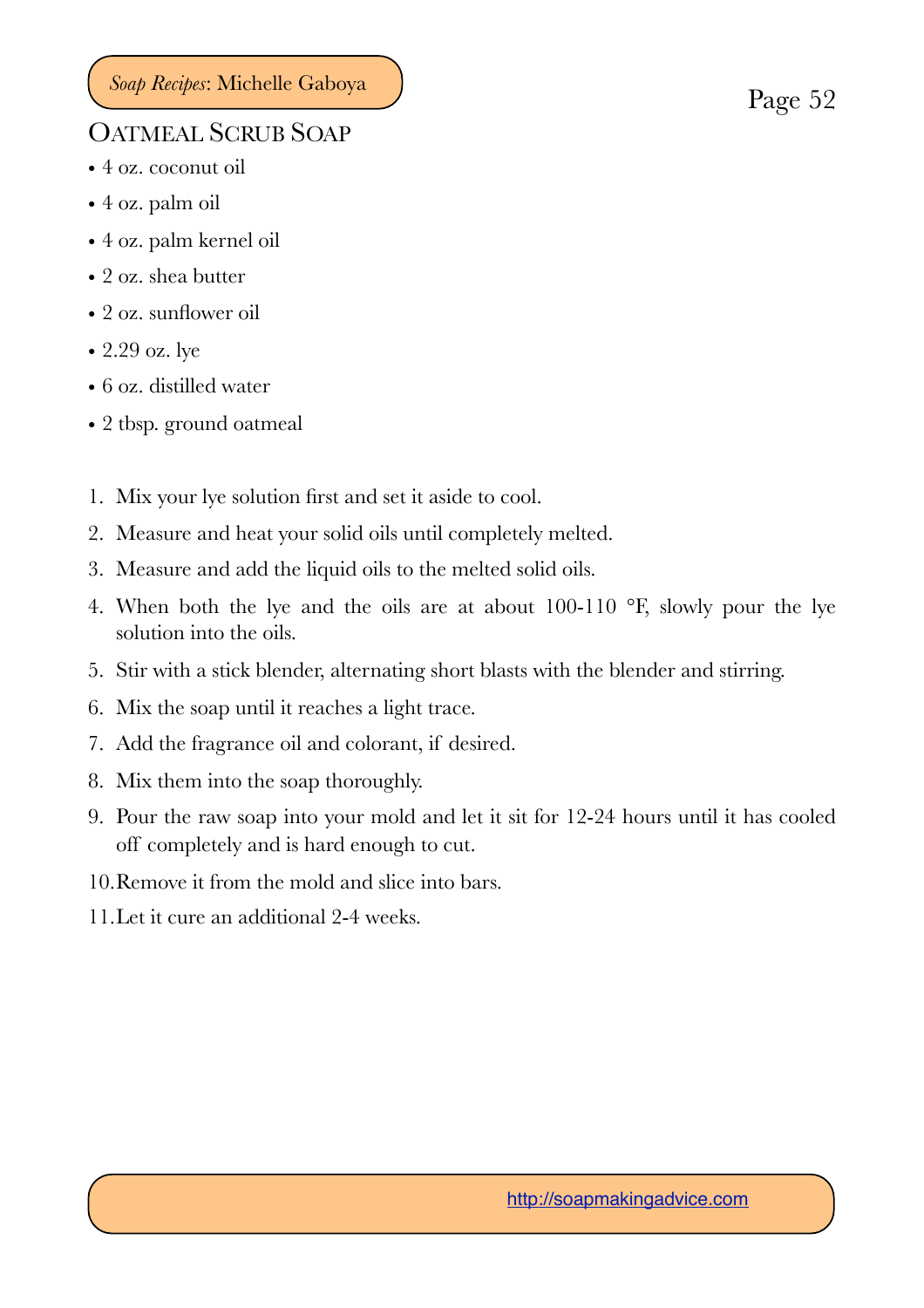## Oatmeal Scrub Soap

- 4 oz. coconut oil
- 4 oz. palm oil
- 4 oz. palm kernel oil
- 2 oz. shea butter
- 2 oz. sunflower oil
- 2.29 oz. lye
- 6 oz. distilled water
- 2 tbsp. ground oatmeal

1. Mix your lye solution first and set it aside to cool.
2. Measure and heat your solid oils until completely melted.
3. Measure and add the liquid oils to the melted solid oils.
4. When both the lye and the oils are at about 100-110 °F, slowly pour the lye solution into the oils.
5. Stir with a stick blender, alternating short blasts with the blender and stirring.
6. Mix the soap until it reaches a light trace.
7. Add the fragrance oil and colorant, if desired.
8. Mix them into the soap thoroughly.
9. Pour the raw soap into your mold and let it sit for 12-24 hours until it has cooled off completely and is hard enough to cut.
10. Remove it from the mold and slice into bars.
11. Let it cure an additional 2-4 weeks.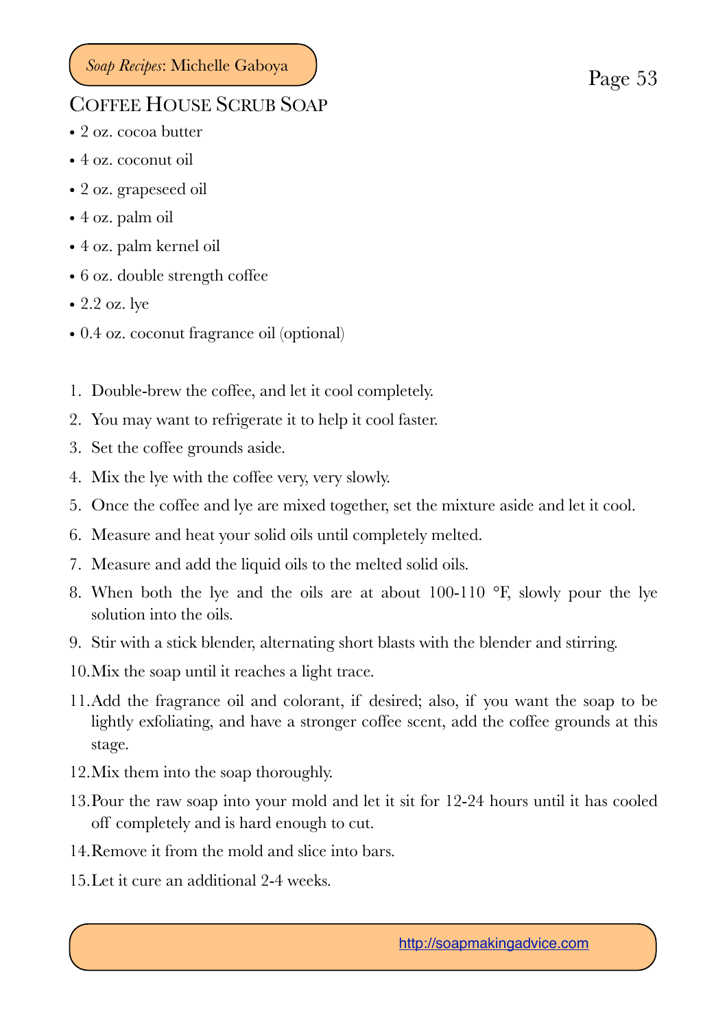## Coffee House Scrub Soap

- 2 oz. cocoa butter
- 4 oz. coconut oil
- 2 oz. grapeseed oil
- 4 oz. palm oil
- 4 oz. palm kernel oil
- 6 oz. double strength coffee
- 2.2 oz. lye
- 0.4 oz. coconut fragrance oil (optional)

1. Double-brew the coffee, and let it cool completely.
2. You may want to refrigerate it to help it cool faster.
3. Set the coffee grounds aside.
4. Mix the lye with the coffee very, very slowly.
5. Once the coffee and lye are mixed together, set the mixture aside and let it cool.
6. Measure and heat your solid oils until completely melted.
7. Measure and add the liquid oils to the melted solid oils.
8. When both the lye and the oils are at about 100-110 °F, slowly pour the lye solution into the oils.
9. Stir with a stick blender, alternating short blasts with the blender and stirring.
10. Mix the soap until it reaches a light trace.
11. Add the fragrance oil and colorant, if desired; also, if you want the soap to be lightly exfoliating, and have a stronger coffee scent, add the coffee grounds at this stage.
12. Mix them into the soap thoroughly.
13. Pour the raw soap into your mold and let it sit for 12-24 hours until it has cooled off completely and is hard enough to cut.
14. Remove it from the mold and slice into bars.
15. Let it cure an additional 2-4 weeks.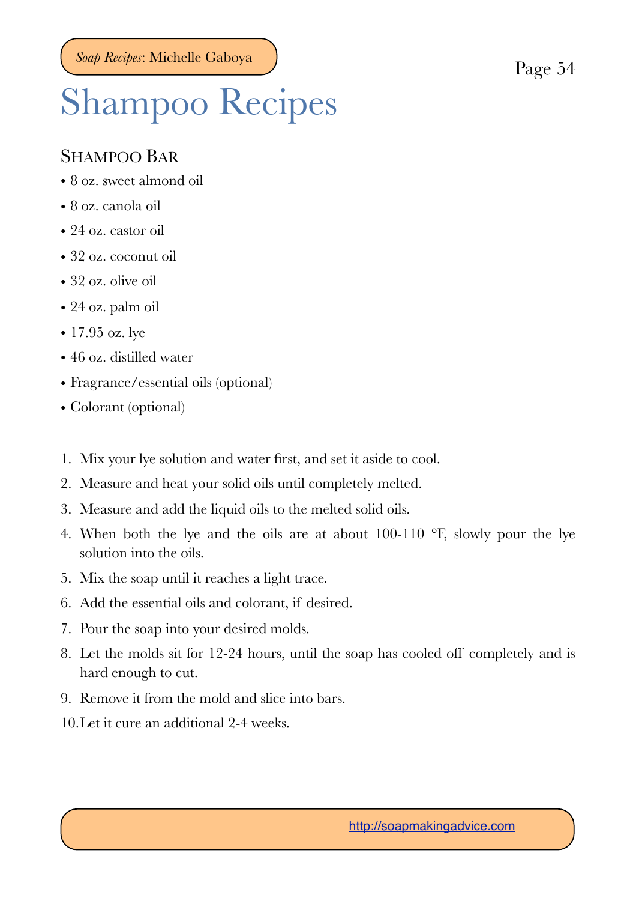# Shampoo Recipes

## Shampoo Bar

- 8 oz. sweet almond oil
- 8 oz. canola oil
- 24 oz. castor oil
- 32 oz. coconut oil
- 32 oz. olive oil
- 24 oz. palm oil
- 17.95 oz. lye
- 46 oz. distilled water
- Fragrance/essential oils (optional)
- Colorant (optional)

1. Mix your lye solution and water first, and set it aside to cool.
2. Measure and heat your solid oils until completely melted.
3. Measure and add the liquid oils to the melted solid oils.
4. When both the lye and the oils are at about 100-110 °F, slowly pour the lye solution into the oils.
5. Mix the soap until it reaches a light trace.
6. Add the essential oils and colorant, if desired.
7. Pour the soap into your desired molds.
8. Let the molds sit for 12-24 hours, until the soap has cooled off completely and is hard enough to cut.
9. Remove it from the mold and slice into bars.
10. Let it cure an additional 2-4 weeks.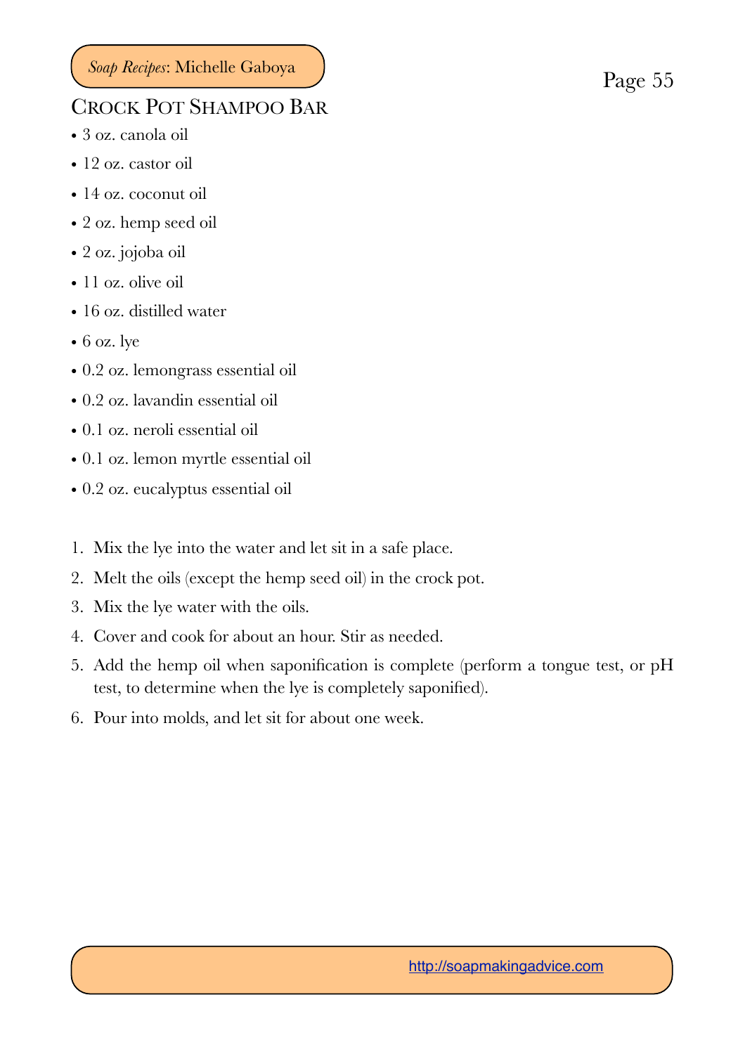## Crock Pot Shampoo Bar

- 3 oz. canola oil
- 12 oz. castor oil
- 14 oz. coconut oil
- 2 oz. hemp seed oil
- 2 oz. jojoba oil
- 11 oz. olive oil
- 16 oz. distilled water
- 6 oz. lye
- 0.2 oz. lemongrass essential oil
- 0.2 oz. lavandin essential oil
- 0.1 oz. neroli essential oil
- 0.1 oz. lemon myrtle essential oil
- 0.2 oz. eucalyptus essential oil

1. Mix the lye into the water and let sit in a safe place.
2. Melt the oils (except the hemp seed oil) in the crock pot.
3. Mix the lye water with the oils.
4. Cover and cook for about an hour. Stir as needed.
5. Add the hemp oil when saponification is complete (perform a tongue test, or pH test, to determine when the lye is completely saponified).
6. Pour into molds, and let sit for about one week.